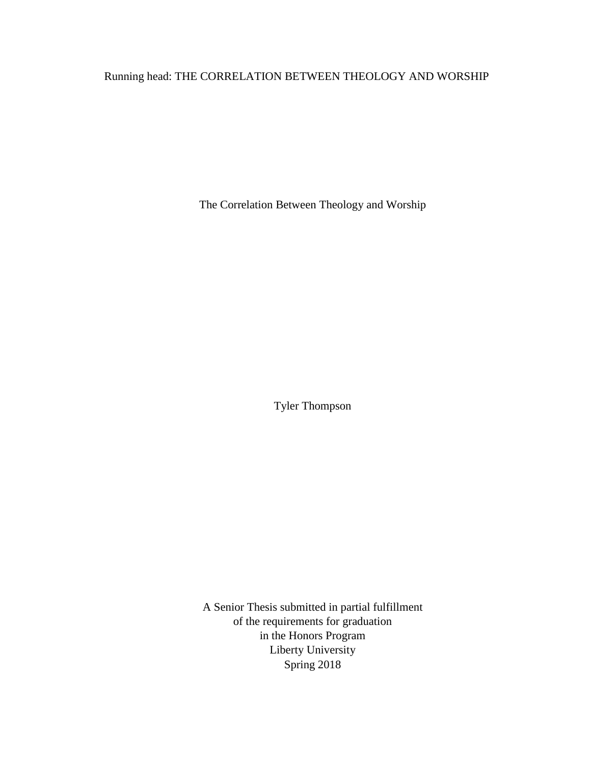# The Correlation Between Theology and Worship

Tyler Thompson

A Senior Thesis submitted in partial fulfillment
of the requirements for graduation
in the Honors Program
Liberty University
Spring 2018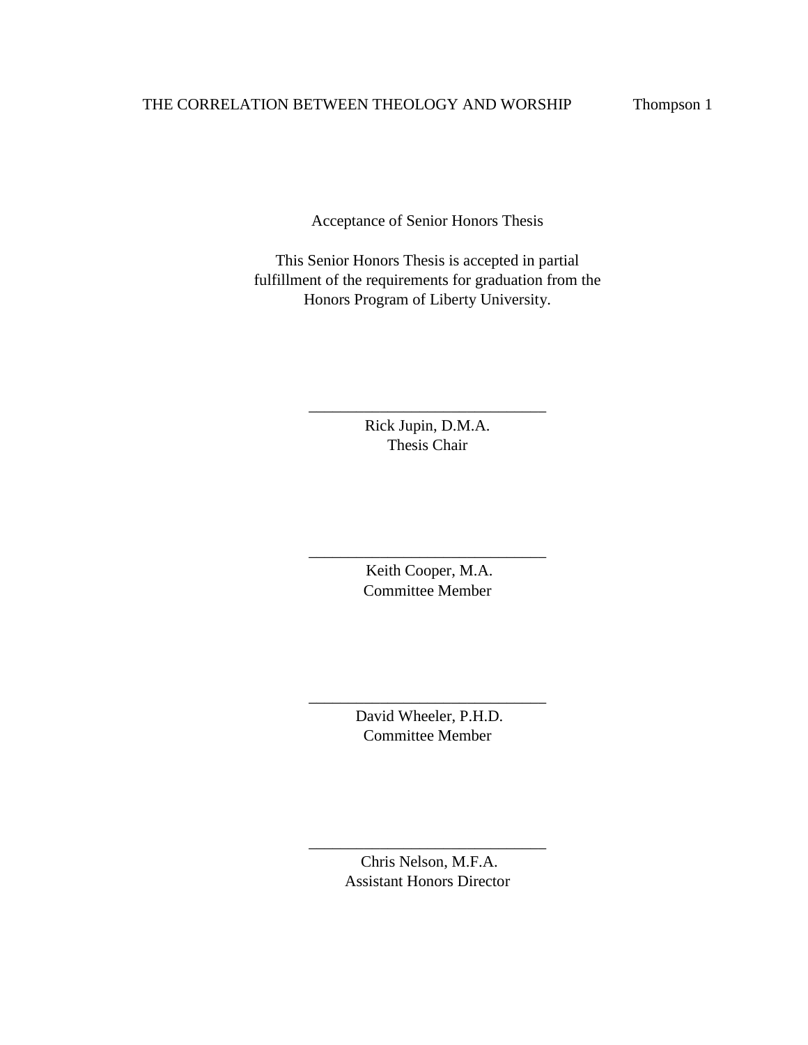Acceptance of Senior Honors Thesis

This Senior Honors Thesis is accepted in partial fulfillment of the requirements for graduation from the Honors Program of Liberty University.

______________________________
Rick Jupin, D.M.A.
Thesis Chair

______________________________
Keith Cooper, M.A.
Committee Member

______________________________
David Wheeler, P.H.D.
Committee Member

______________________________
Chris Nelson, M.F.A.
Assistant Honors Director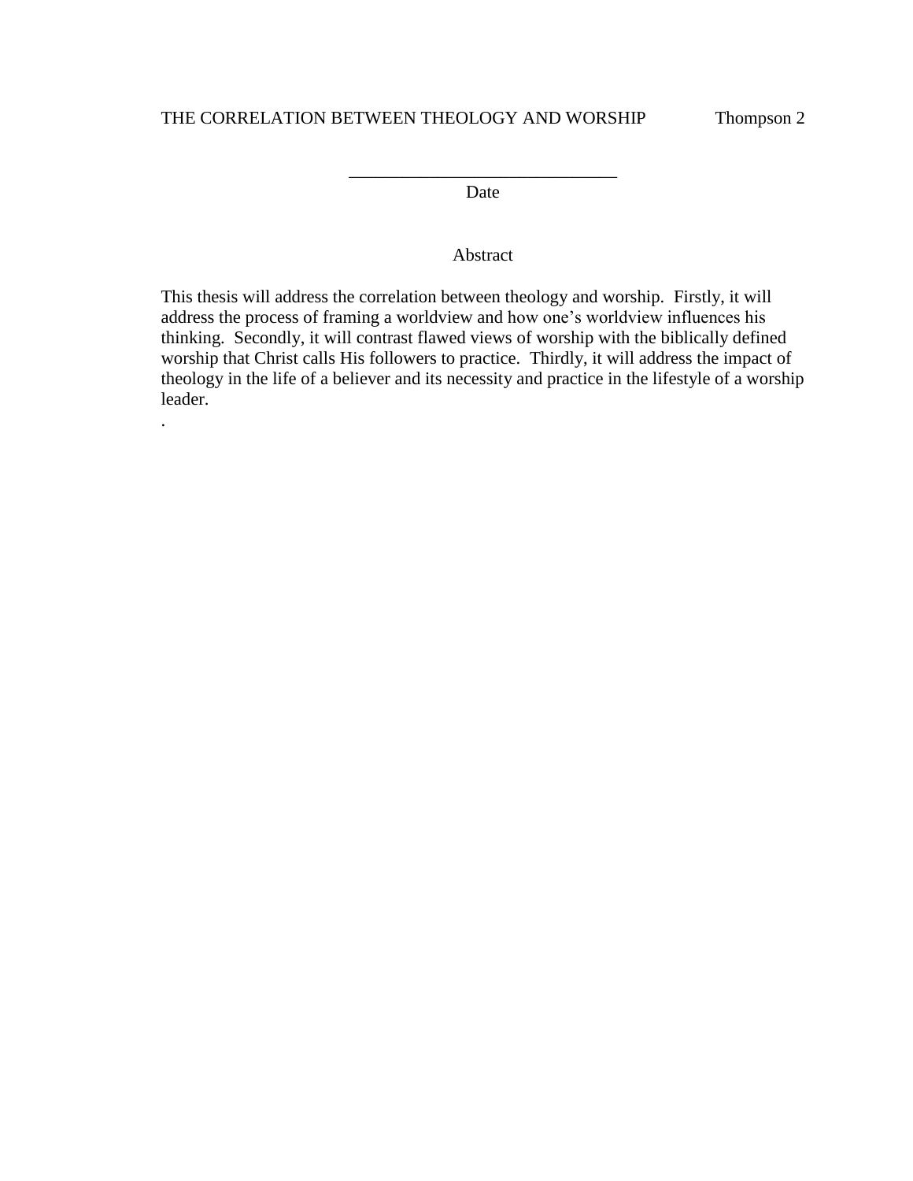______________________________

Date

## Abstract

This thesis will address the correlation between theology and worship. Firstly, it will address the process of framing a worldview and how one's worldview influences his thinking. Secondly, it will contrast flawed views of worship with the biblically defined worship that Christ calls His followers to practice. Thirdly, it will address the impact of theology in the life of a believer and its necessity and practice in the lifestyle of a worship leader.

.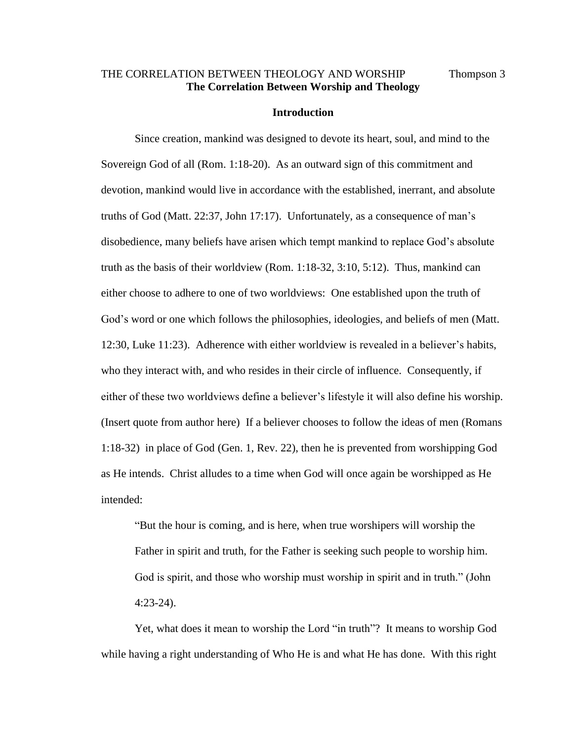# The Correlation Between Worship and Theology

## Introduction

Since creation, mankind was designed to devote its heart, soul, and mind to the Sovereign God of all (Rom. 1:18-20). As an outward sign of this commitment and devotion, mankind would live in accordance with the established, inerrant, and absolute truths of God (Matt. 22:37, John 17:17). Unfortunately, as a consequence of man's disobedience, many beliefs have arisen which tempt mankind to replace God's absolute truth as the basis of their worldview (Rom. 1:18-32, 3:10, 5:12). Thus, mankind can either choose to adhere to one of two worldviews: One established upon the truth of God's word or one which follows the philosophies, ideologies, and beliefs of men (Matt. 12:30, Luke 11:23). Adherence with either worldview is revealed in a believer's habits, who they interact with, and who resides in their circle of influence. Consequently, if either of these two worldviews define a believer's lifestyle it will also define his worship. (Insert quote from author here) If a believer chooses to follow the ideas of men (Romans 1:18-32) in place of God (Gen. 1, Rev. 22), then he is prevented from worshipping God as He intends. Christ alludes to a time when God will once again be worshipped as He intended:

> "But the hour is coming, and is here, when true worshipers will worship the Father in spirit and truth, for the Father is seeking such people to worship him. God is spirit, and those who worship must worship in spirit and in truth." (John 4:23-24).

Yet, what does it mean to worship the Lord "in truth"? It means to worship God while having a right understanding of Who He is and what He has done. With this right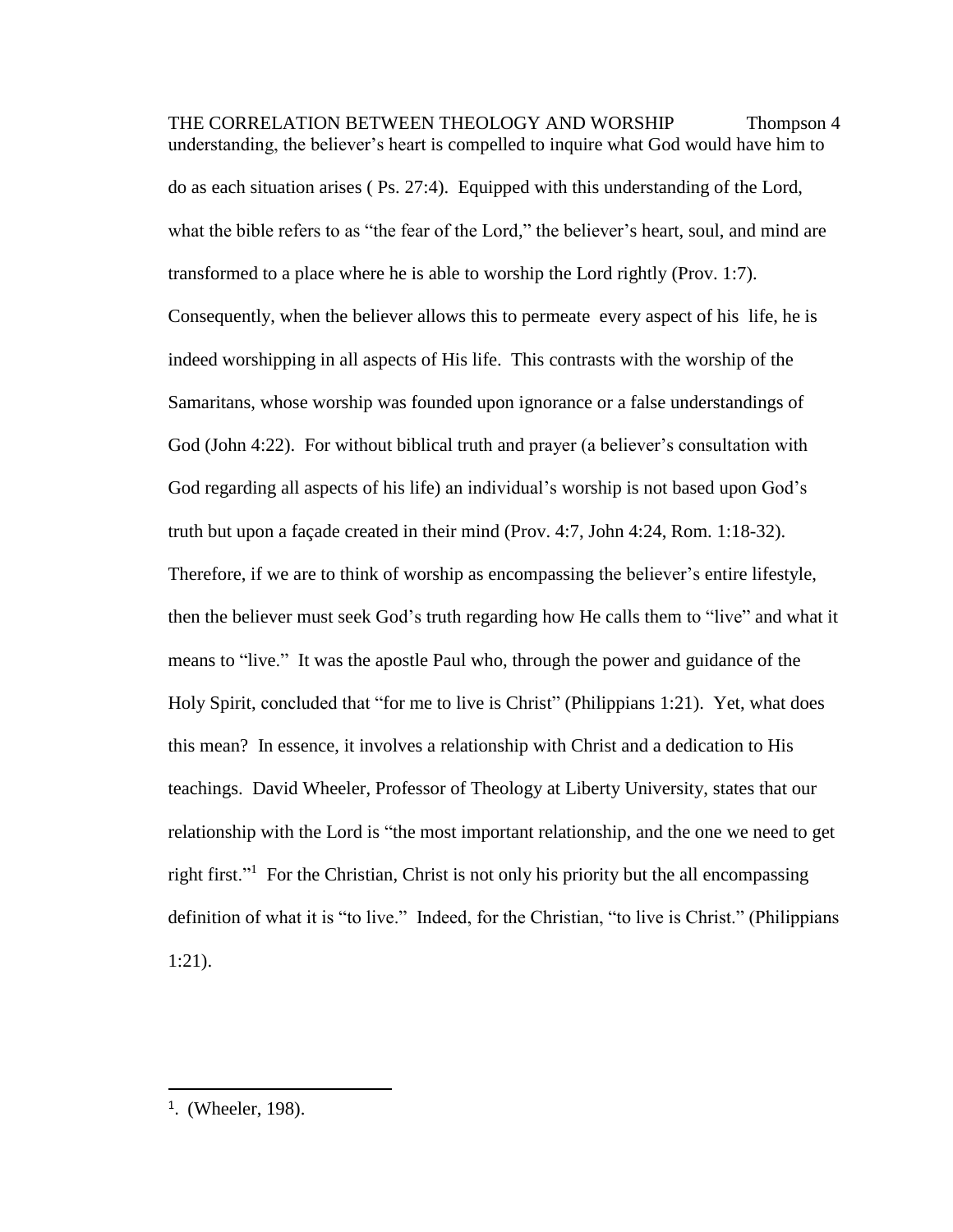understanding, the believer's heart is compelled to inquire what God would have him to do as each situation arises ( Ps. 27:4). Equipped with this understanding of the Lord, what the bible refers to as "the fear of the Lord," the believer's heart, soul, and mind are transformed to a place where he is able to worship the Lord rightly (Prov. 1:7). Consequently, when the believer allows this to permeate every aspect of his life, he is indeed worshipping in all aspects of His life. This contrasts with the worship of the Samaritans, whose worship was founded upon ignorance or a false understandings of God (John 4:22). For without biblical truth and prayer (a believer's consultation with God regarding all aspects of his life) an individual's worship is not based upon God's truth but upon a façade created in their mind (Prov. 4:7, John 4:24, Rom. 1:18-32). Therefore, if we are to think of worship as encompassing the believer's entire lifestyle, then the believer must seek God's truth regarding how He calls them to "live" and what it means to "live." It was the apostle Paul who, through the power and guidance of the Holy Spirit, concluded that "for me to live is Christ" (Philippians 1:21). Yet, what does this mean? In essence, it involves a relationship with Christ and a dedication to His teachings. David Wheeler, Professor of Theology at Liberty University, states that our relationship with the Lord is "the most important relationship, and the one we need to get right first."[1] For the Christian, Christ is not only his priority but the all encompassing definition of what it is "to live." Indeed, for the Christian, "to live is Christ." (Philippians 1:21).

---

[1]. (Wheeler, 198).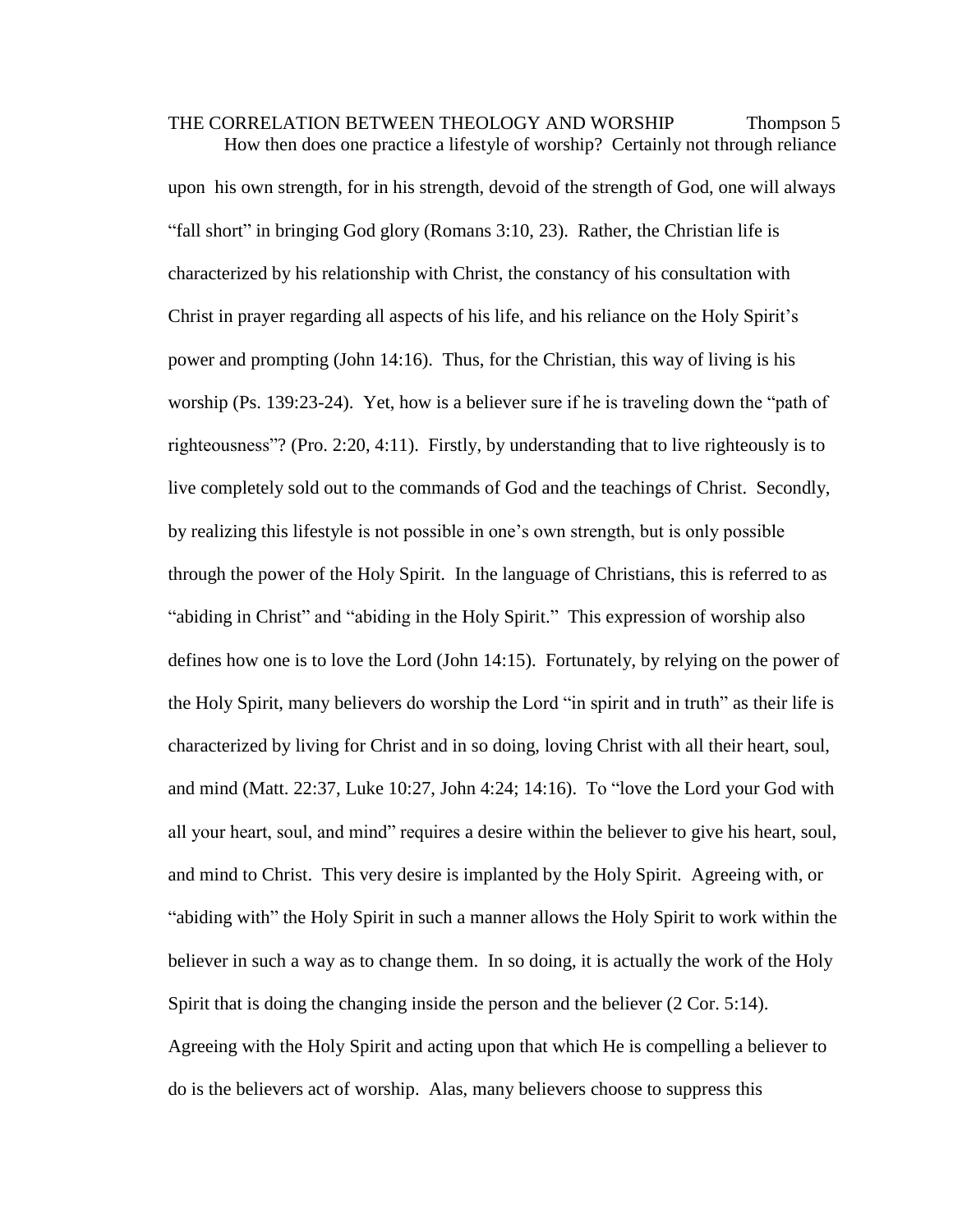How then does one practice a lifestyle of worship? Certainly not through reliance upon his own strength, for in his strength, devoid of the strength of God, one will always "fall short" in bringing God glory (Romans 3:10, 23). Rather, the Christian life is characterized by his relationship with Christ, the constancy of his consultation with Christ in prayer regarding all aspects of his life, and his reliance on the Holy Spirit's power and prompting (John 14:16). Thus, for the Christian, this way of living is his worship (Ps. 139:23-24). Yet, how is a believer sure if he is traveling down the "path of righteousness"? (Pro. 2:20, 4:11). Firstly, by understanding that to live righteously is to live completely sold out to the commands of God and the teachings of Christ. Secondly, by realizing this lifestyle is not possible in one's own strength, but is only possible through the power of the Holy Spirit. In the language of Christians, this is referred to as "abiding in Christ" and "abiding in the Holy Spirit." This expression of worship also defines how one is to love the Lord (John 14:15). Fortunately, by relying on the power of the Holy Spirit, many believers do worship the Lord "in spirit and in truth" as their life is characterized by living for Christ and in so doing, loving Christ with all their heart, soul, and mind (Matt. 22:37, Luke 10:27, John 4:24; 14:16). To "love the Lord your God with all your heart, soul, and mind" requires a desire within the believer to give his heart, soul, and mind to Christ. This very desire is implanted by the Holy Spirit. Agreeing with, or "abiding with" the Holy Spirit in such a manner allows the Holy Spirit to work within the believer in such a way as to change them. In so doing, it is actually the work of the Holy Spirit that is doing the changing inside the person and the believer (2 Cor. 5:14). Agreeing with the Holy Spirit and acting upon that which He is compelling a believer to do is the believers act of worship. Alas, many believers choose to suppress this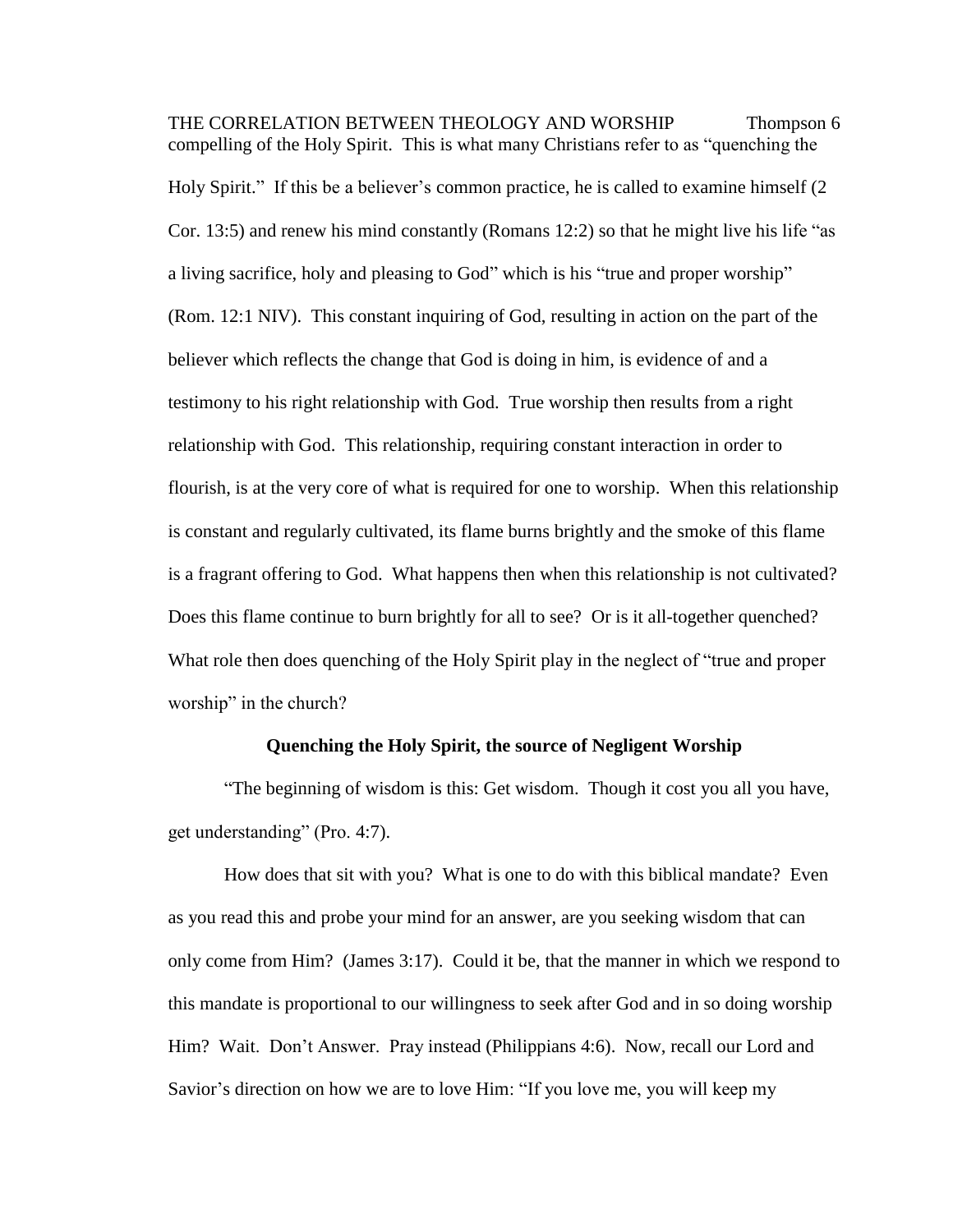compelling of the Holy Spirit. This is what many Christians refer to as "quenching the Holy Spirit." If this be a believer's common practice, he is called to examine himself (2 Cor. 13:5) and renew his mind constantly (Romans 12:2) so that he might live his life "as a living sacrifice, holy and pleasing to God" which is his "true and proper worship" (Rom. 12:1 NIV). This constant inquiring of God, resulting in action on the part of the believer which reflects the change that God is doing in him, is evidence of and a testimony to his right relationship with God. True worship then results from a right relationship with God. This relationship, requiring constant interaction in order to flourish, is at the very core of what is required for one to worship. When this relationship is constant and regularly cultivated, its flame burns brightly and the smoke of this flame is a fragrant offering to God. What happens then when this relationship is not cultivated? Does this flame continue to burn brightly for all to see? Or is it all-together quenched? What role then does quenching of the Holy Spirit play in the neglect of "true and proper worship" in the church?

## Quenching the Holy Spirit, the source of Negligent Worship

"The beginning of wisdom is this: Get wisdom. Though it cost you all you have, get understanding" (Pro. 4:7).

How does that sit with you? What is one to do with this biblical mandate? Even as you read this and probe your mind for an answer, are you seeking wisdom that can only come from Him? (James 3:17). Could it be, that the manner in which we respond to this mandate is proportional to our willingness to seek after God and in so doing worship Him? Wait. Don't Answer. Pray instead (Philippians 4:6). Now, recall our Lord and Savior's direction on how we are to love Him: "If you love me, you will keep my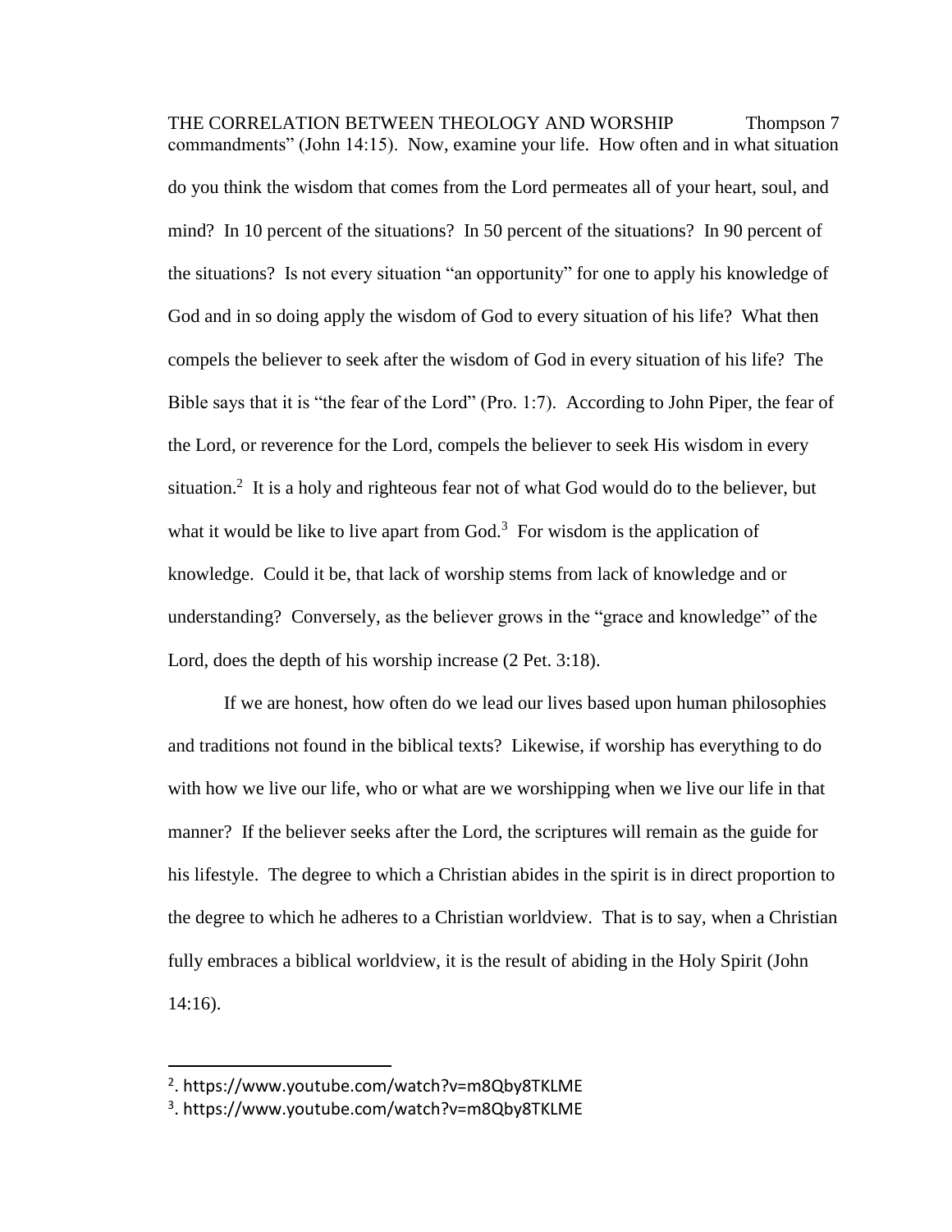commandments" (John 14:15). Now, examine your life. How often and in what situation do you think the wisdom that comes from the Lord permeates all of your heart, soul, and mind? In 10 percent of the situations? In 50 percent of the situations? In 90 percent of the situations? Is not every situation "an opportunity" for one to apply his knowledge of God and in so doing apply the wisdom of God to every situation of his life? What then compels the believer to seek after the wisdom of God in every situation of his life? The Bible says that it is "the fear of the Lord" (Pro. 1:7). According to John Piper, the fear of the Lord, or reverence for the Lord, compels the believer to seek His wisdom in every situation.[2] It is a holy and righteous fear not of what God would do to the believer, but what it would be like to live apart from God.[3] For wisdom is the application of knowledge. Could it be, that lack of worship stems from lack of knowledge and or understanding? Conversely, as the believer grows in the "grace and knowledge" of the Lord, does the depth of his worship increase (2 Pet. 3:18).

If we are honest, how often do we lead our lives based upon human philosophies and traditions not found in the biblical texts? Likewise, if worship has everything to do with how we live our life, who or what are we worshipping when we live our life in that manner? If the believer seeks after the Lord, the scriptures will remain as the guide for his lifestyle. The degree to which a Christian abides in the spirit is in direct proportion to the degree to which he adheres to a Christian worldview. That is to say, when a Christian fully embraces a biblical worldview, it is the result of abiding in the Holy Spirit (John 14:16).

---

[2]. https://www.youtube.com/watch?v=m8Qby8TKLME

[3]. https://www.youtube.com/watch?v=m8Qby8TKLME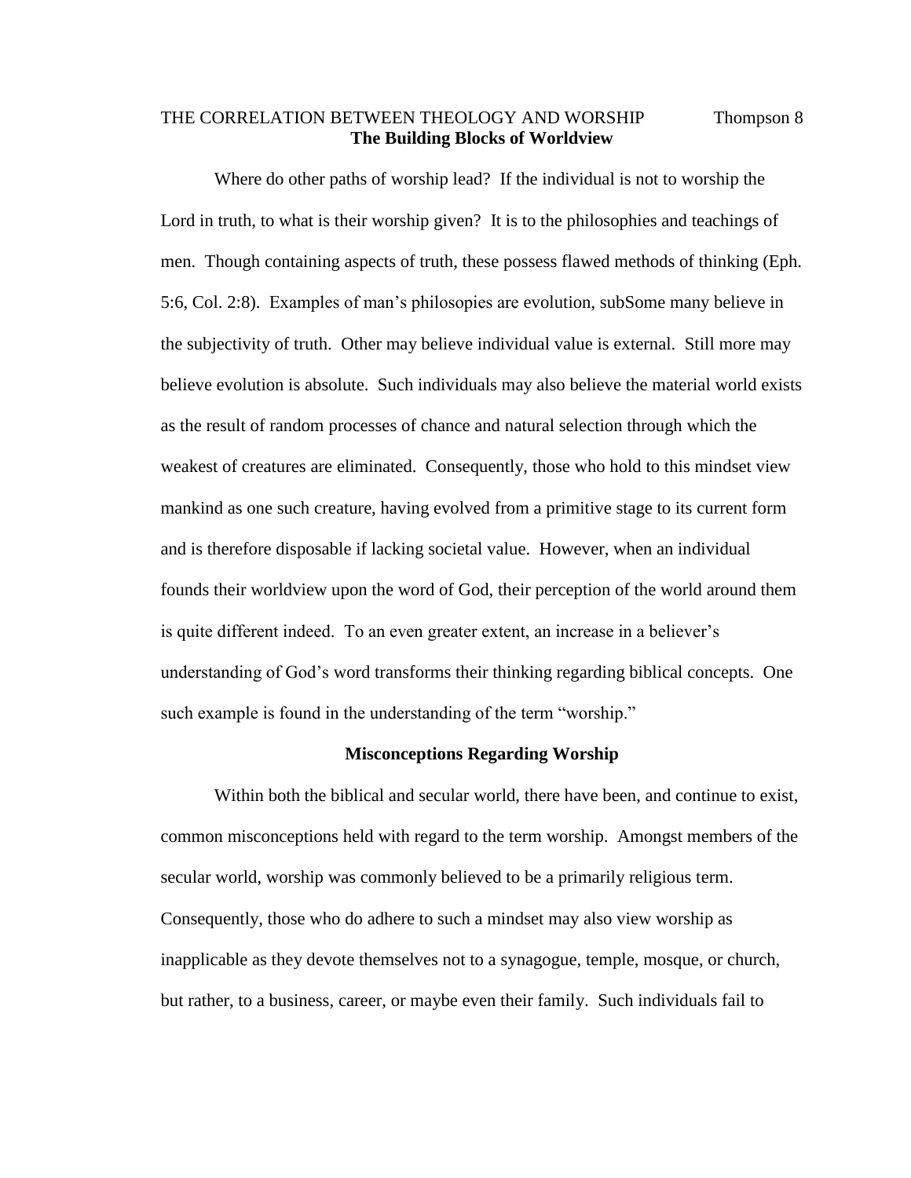## The Building Blocks of Worldview

Where do other paths of worship lead? If the individual is not to worship the Lord in truth, to what is their worship given? It is to the philosophies and teachings of men. Though containing aspects of truth, these possess flawed methods of thinking (Eph. 5:6, Col. 2:8). Examples of man's philosopies are evolution, subSome many believe in the subjectivity of truth. Other may believe individual value is external. Still more may believe evolution is absolute. Such individuals may also believe the material world exists as the result of random processes of chance and natural selection through which the weakest of creatures are eliminated. Consequently, those who hold to this mindset view mankind as one such creature, having evolved from a primitive stage to its current form and is therefore disposable if lacking societal value. However, when an individual founds their worldview upon the word of God, their perception of the world around them is quite different indeed. To an even greater extent, an increase in a believer's understanding of God's word transforms their thinking regarding biblical concepts. One such example is found in the understanding of the term "worship."

## Misconceptions Regarding Worship

Within both the biblical and secular world, there have been, and continue to exist, common misconceptions held with regard to the term worship. Amongst members of the secular world, worship was commonly believed to be a primarily religious term. Consequently, those who do adhere to such a mindset may also view worship as inapplicable as they devote themselves not to a synagogue, temple, mosque, or church, but rather, to a business, career, or maybe even their family. Such individuals fail to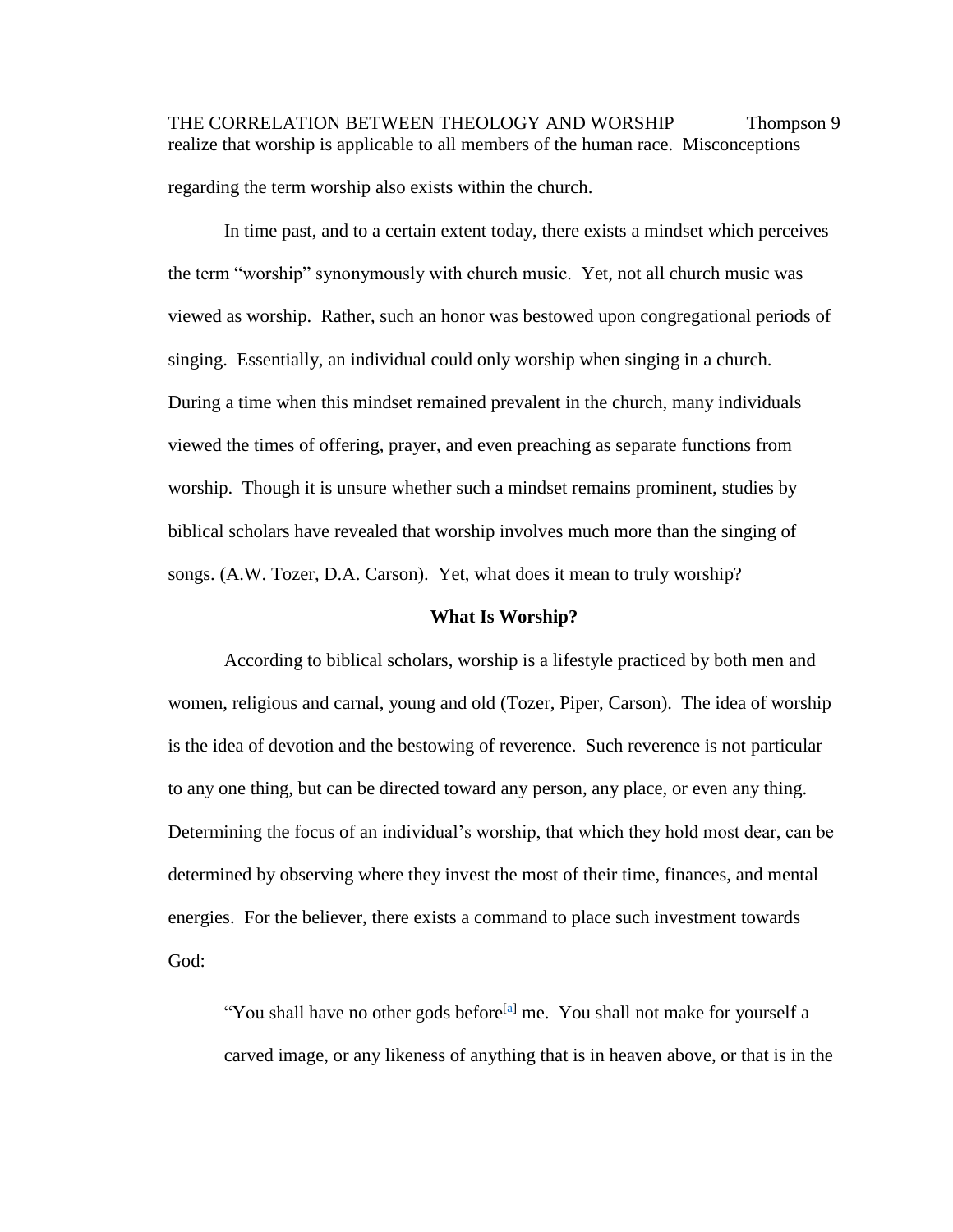realize that worship is applicable to all members of the human race. Misconceptions regarding the term worship also exists within the church.

In time past, and to a certain extent today, there exists a mindset which perceives the term "worship" synonymously with church music. Yet, not all church music was viewed as worship. Rather, such an honor was bestowed upon congregational periods of singing. Essentially, an individual could only worship when singing in a church. During a time when this mindset remained prevalent in the church, many individuals viewed the times of offering, prayer, and even preaching as separate functions from worship. Though it is unsure whether such a mindset remains prominent, studies by biblical scholars have revealed that worship involves much more than the singing of songs. (A.W. Tozer, D.A. Carson). Yet, what does it mean to truly worship?

## What Is Worship?

According to biblical scholars, worship is a lifestyle practiced by both men and women, religious and carnal, young and old (Tozer, Piper, Carson). The idea of worship is the idea of devotion and the bestowing of reverence. Such reverence is not particular to any one thing, but can be directed toward any person, any place, or even any thing. Determining the focus of an individual's worship, that which they hold most dear, can be determined by observing where they invest the most of their time, finances, and mental energies. For the believer, there exists a command to place such investment towards God:

> "You shall have no other gods before[a] me. You shall not make for yourself a carved image, or any likeness of anything that is in heaven above, or that is in the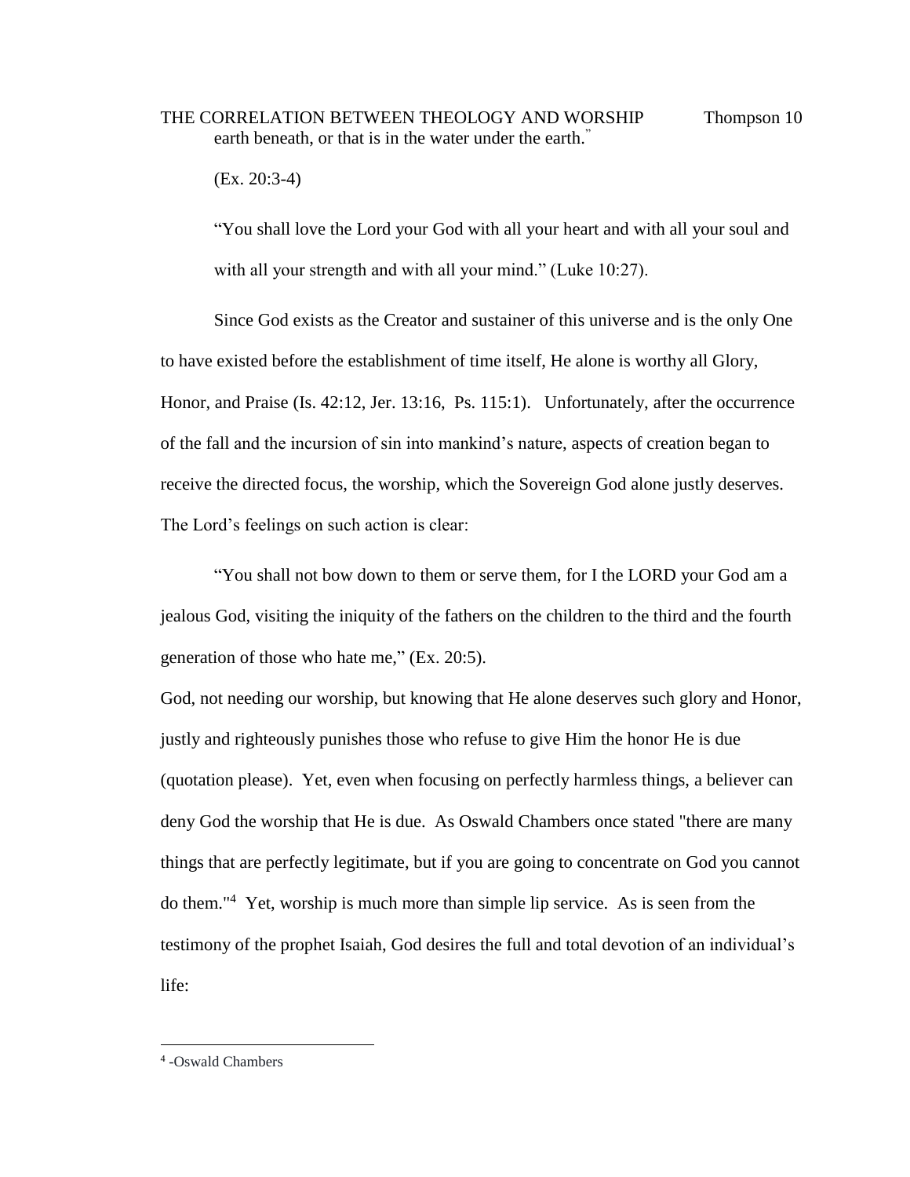earth beneath, or that is in the water under the earth."

(Ex. 20:3-4)

"You shall love the Lord your God with all your heart and with all your soul and with all your strength and with all your mind." (Luke 10:27).

Since God exists as the Creator and sustainer of this universe and is the only One to have existed before the establishment of time itself, He alone is worthy all Glory, Honor, and Praise (Is. 42:12, Jer. 13:16, Ps. 115:1). Unfortunately, after the occurrence of the fall and the incursion of sin into mankind's nature, aspects of creation began to receive the directed focus, the worship, which the Sovereign God alone justly deserves. The Lord's feelings on such action is clear:

"You shall not bow down to them or serve them, for I the LORD your God am a jealous God, visiting the iniquity of the fathers on the children to the third and the fourth generation of those who hate me," (Ex. 20:5).

God, not needing our worship, but knowing that He alone deserves such glory and Honor, justly and righteously punishes those who refuse to give Him the honor He is due (quotation please). Yet, even when focusing on perfectly harmless things, a believer can deny God the worship that He is due. As Oswald Chambers once stated "there are many things that are perfectly legitimate, but if you are going to concentrate on God you cannot do them."[4] Yet, worship is much more than simple lip service. As is seen from the testimony of the prophet Isaiah, God desires the full and total devotion of an individual's life:

---

[4] -Oswald Chambers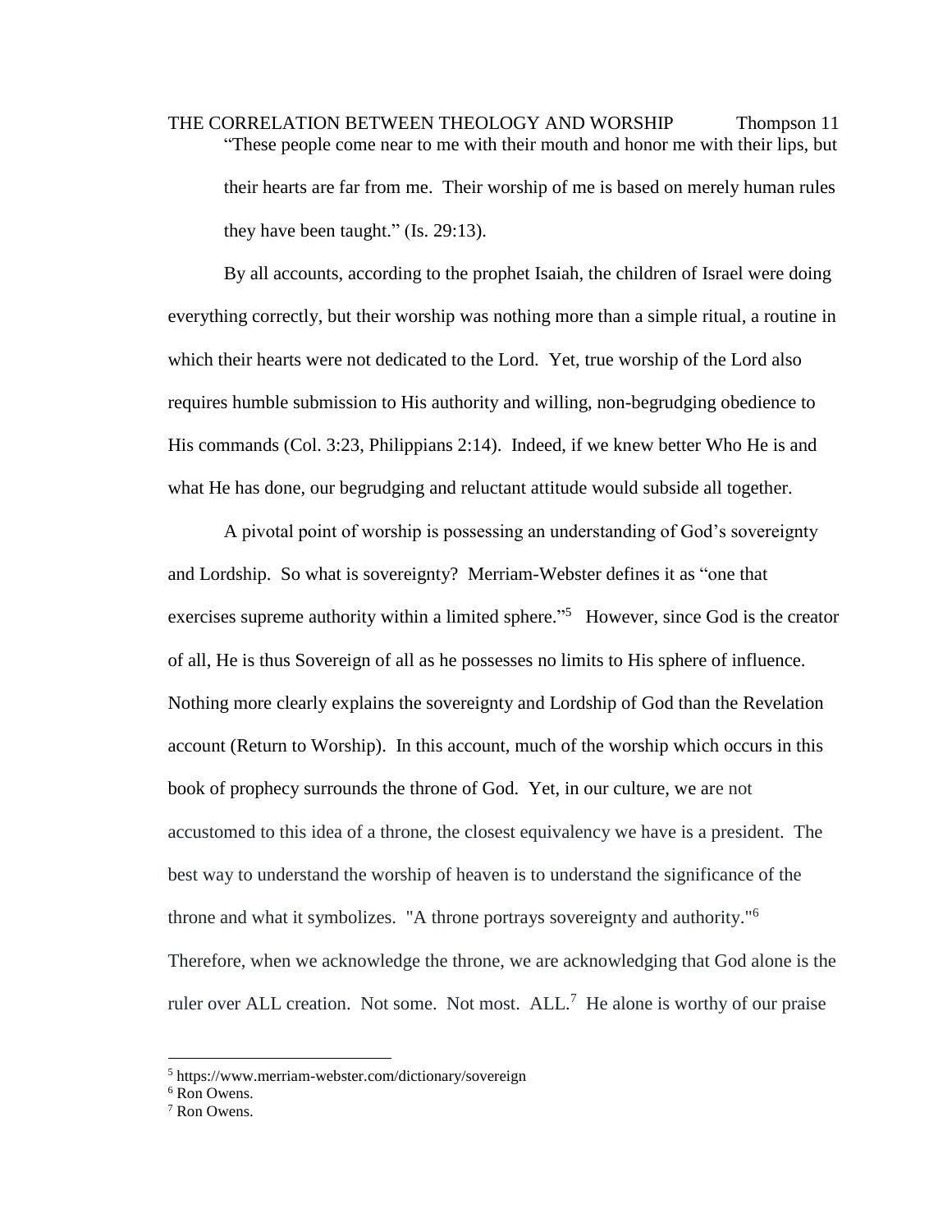“These people come near to me with their mouth and honor me with their lips, but their hearts are far from me. Their worship of me is based on merely human rules they have been taught.” (Is. 29:13).

By all accounts, according to the prophet Isaiah, the children of Israel were doing everything correctly, but their worship was nothing more than a simple ritual, a routine in which their hearts were not dedicated to the Lord. Yet, true worship of the Lord also requires humble submission to His authority and willing, non-begrudging obedience to His commands (Col. 3:23, Philippians 2:14). Indeed, if we knew better Who He is and what He has done, our begrudging and reluctant attitude would subside all together.

A pivotal point of worship is possessing an understanding of God’s sovereignty and Lordship. So what is sovereignty? Merriam-Webster defines it as “one that exercises supreme authority within a limited sphere.”[5] However, since God is the creator of all, He is thus Sovereign of all as he possesses no limits to His sphere of influence. Nothing more clearly explains the sovereignty and Lordship of God than the Revelation account (Return to Worship). In this account, much of the worship which occurs in this book of prophecy surrounds the throne of God. Yet, in our culture, we are not accustomed to this idea of a throne, the closest equivalency we have is a president. The best way to understand the worship of heaven is to understand the significance of the throne and what it symbolizes. "A throne portrays sovereignty and authority."[6] Therefore, when we acknowledge the throne, we are acknowledging that God alone is the ruler over ALL creation. Not some. Not most. ALL.[7] He alone is worthy of our praise

---

[5] https://www.merriam-webster.com/dictionary/sovereign

[6] Ron Owens.

[7] Ron Owens.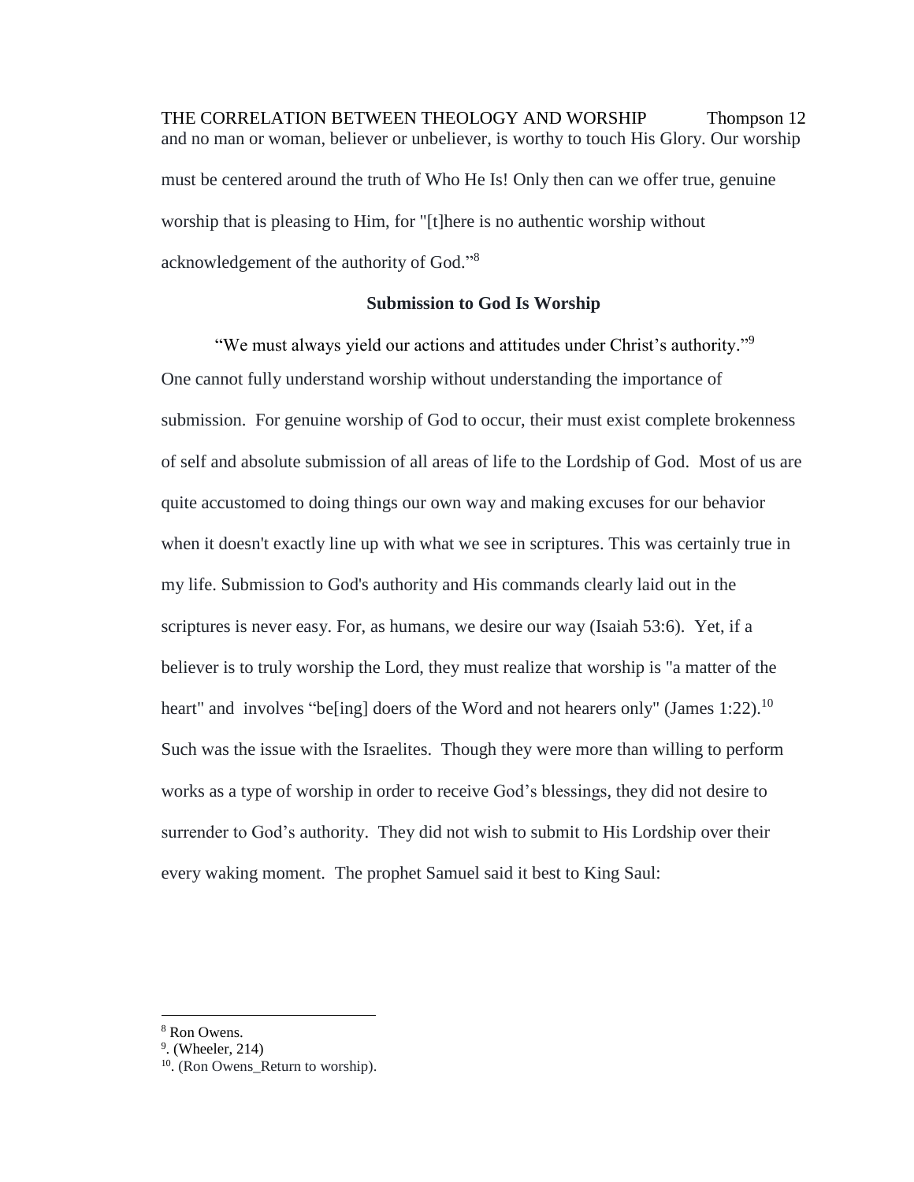and no man or woman, believer or unbeliever, is worthy to touch His Glory. Our worship must be centered around the truth of Who He Is! Only then can we offer true, genuine worship that is pleasing to Him, for "[t]here is no authentic worship without acknowledgement of the authority of God."[8]

**Submission to God Is Worship**

"We must always yield our actions and attitudes under Christ's authority."[9] One cannot fully understand worship without understanding the importance of submission. For genuine worship of God to occur, their must exist complete brokenness of self and absolute submission of all areas of life to the Lordship of God. Most of us are quite accustomed to doing things our own way and making excuses for our behavior when it doesn't exactly line up with what we see in scriptures. This was certainly true in my life. Submission to God's authority and His commands clearly laid out in the scriptures is never easy. For, as humans, we desire our way (Isaiah 53:6). Yet, if a believer is to truly worship the Lord, they must realize that worship is "a matter of the heart" and involves "be[ing] doers of the Word and not hearers only" (James 1:22).[10] Such was the issue with the Israelites. Though they were more than willing to perform works as a type of worship in order to receive God's blessings, they did not desire to surrender to God's authority. They did not wish to submit to His Lordship over their every waking moment. The prophet Samuel said it best to King Saul:

---

[8] Ron Owens.

[9]. (Wheeler, 214)

[10]. (Ron Owens_Return to worship).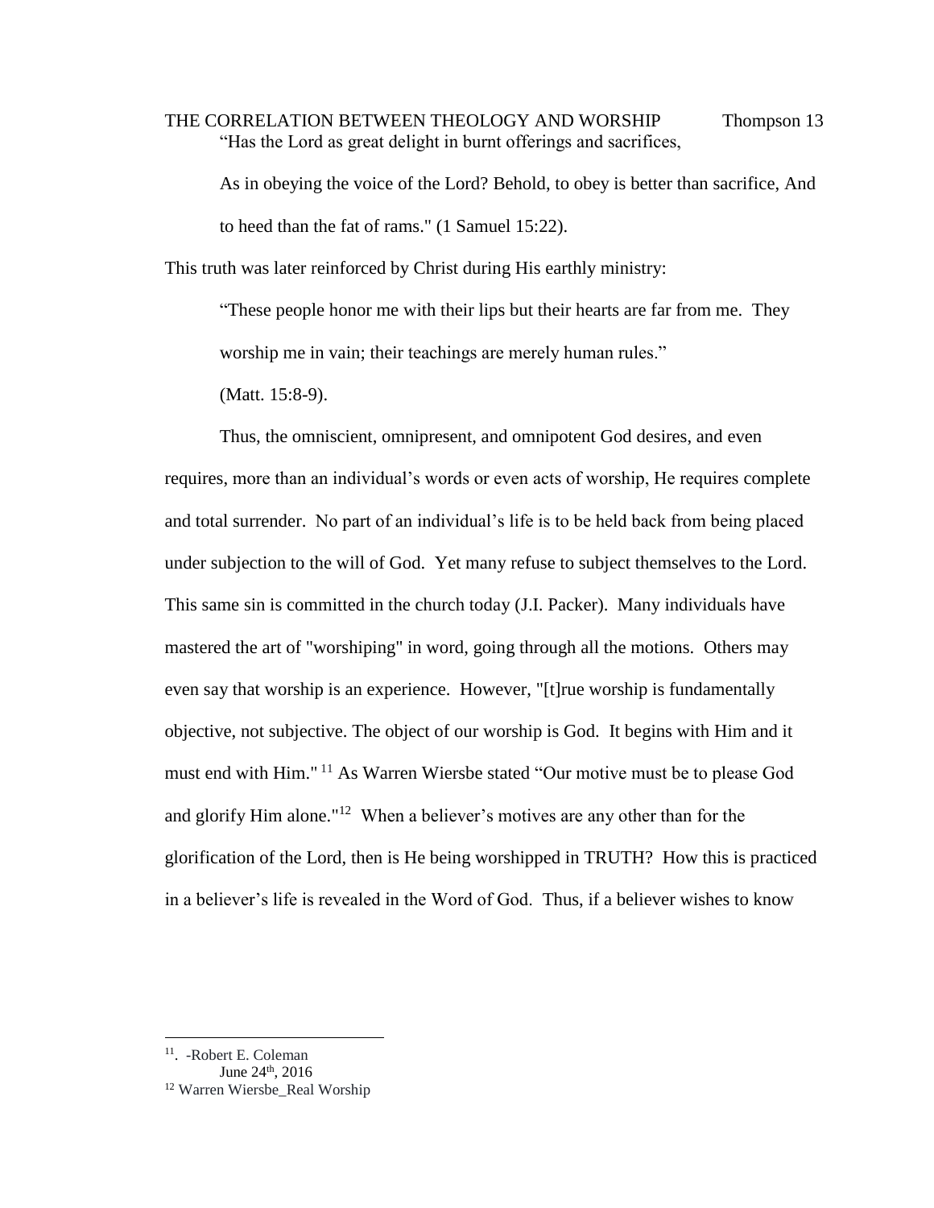> "Has the Lord as great delight in burnt offerings and sacrifices,
>
> As in obeying the voice of the Lord? Behold, to obey is better than sacrifice, And to heed than the fat of rams." (1 Samuel 15:22).

This truth was later reinforced by Christ during His earthly ministry:

> "These people honor me with their lips but their hearts are far from me. They worship me in vain; their teachings are merely human rules."
>
> (Matt. 15:8-9).

Thus, the omniscient, omnipresent, and omnipotent God desires, and even requires, more than an individual's words or even acts of worship, He requires complete and total surrender. No part of an individual's life is to be held back from being placed under subjection to the will of God. Yet many refuse to subject themselves to the Lord. This same sin is committed in the church today (J.I. Packer). Many individuals have mastered the art of "worshiping" in word, going through all the motions. Others may even say that worship is an experience. However, "[t]rue worship is fundamentally objective, not subjective. The object of our worship is God. It begins with Him and it must end with Him." [11] As Warren Wiersbe stated "Our motive must be to please God and glorify Him alone."[12] When a believer's motives are any other than for the glorification of the Lord, then is He being worshipped in TRUTH? How this is practiced in a believer's life is revealed in the Word of God. Thus, if a believer wishes to know

---

[11]. -Robert E. Coleman
June 24th, 2016

[12] Warren Wiersbe_Real Worship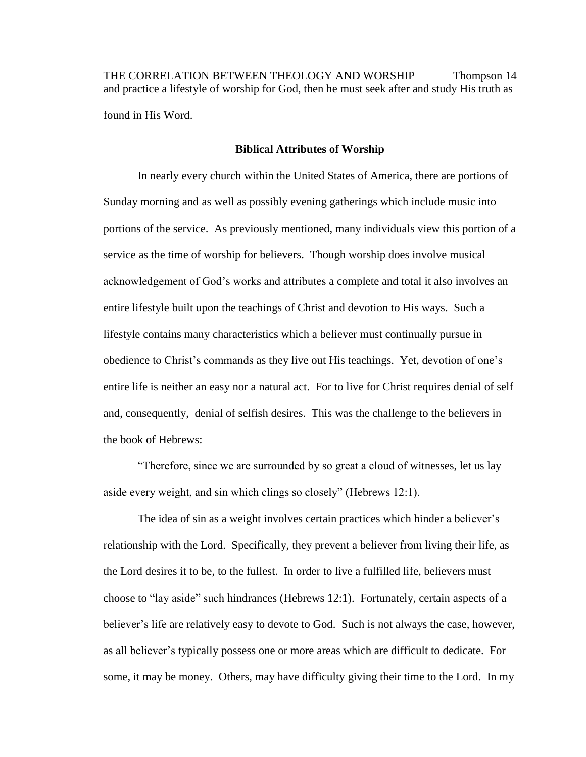and practice a lifestyle of worship for God, then he must seek after and study His truth as found in His Word.

## Biblical Attributes of Worship

In nearly every church within the United States of America, there are portions of Sunday morning and as well as possibly evening gatherings which include music into portions of the service. As previously mentioned, many individuals view this portion of a service as the time of worship for believers. Though worship does involve musical acknowledgement of God's works and attributes a complete and total it also involves an entire lifestyle built upon the teachings of Christ and devotion to His ways. Such a lifestyle contains many characteristics which a believer must continually pursue in obedience to Christ's commands as they live out His teachings. Yet, devotion of one's entire life is neither an easy nor a natural act. For to live for Christ requires denial of self and, consequently, denial of selfish desires. This was the challenge to the believers in the book of Hebrews:

"Therefore, since we are surrounded by so great a cloud of witnesses, let us lay aside every weight, and sin which clings so closely" (Hebrews 12:1).

The idea of sin as a weight involves certain practices which hinder a believer's relationship with the Lord. Specifically, they prevent a believer from living their life, as the Lord desires it to be, to the fullest. In order to live a fulfilled life, believers must choose to "lay aside" such hindrances (Hebrews 12:1). Fortunately, certain aspects of a believer's life are relatively easy to devote to God. Such is not always the case, however, as all believer's typically possess one or more areas which are difficult to dedicate. For some, it may be money. Others, may have difficulty giving their time to the Lord. In my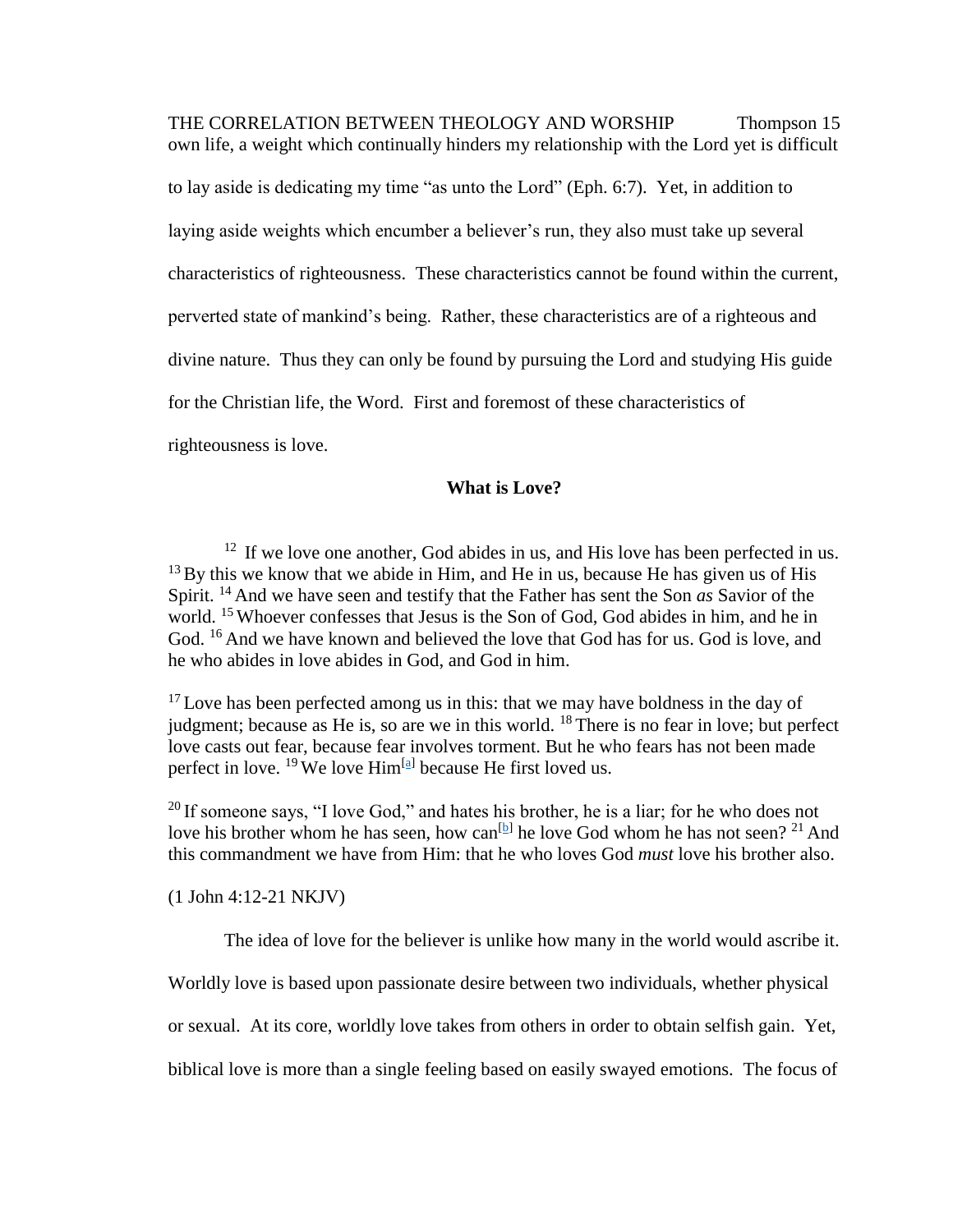own life, a weight which continually hinders my relationship with the Lord yet is difficult to lay aside is dedicating my time "as unto the Lord" (Eph. 6:7). Yet, in addition to laying aside weights which encumber a believer's run, they also must take up several characteristics of righteousness. These characteristics cannot be found within the current, perverted state of mankind's being. Rather, these characteristics are of a righteous and divine nature. Thus they can only be found by pursuing the Lord and studying His guide for the Christian life, the Word. First and foremost of these characteristics of righteousness is love.

### What is Love?

> 12 If we love one another, God abides in us, and His love has been perfected in us. 13 By this we know that we abide in Him, and He in us, because He has given us of His Spirit. 14 And we have seen and testify that the Father has sent the Son *as* Savior of the world. 15 Whoever confesses that Jesus is the Son of God, God abides in him, and he in God. 16 And we have known and believed the love that God has for us. God is love, and he who abides in love abides in God, and God in him.
>
> 17 Love has been perfected among us in this: that we may have boldness in the day of judgment; because as He is, so are we in this world. 18 There is no fear in love; but perfect love casts out fear, because fear involves torment. But he who fears has not been made perfect in love. 19 We love Him[a] because He first loved us.
>
> 20 If someone says, "I love God," and hates his brother, he is a liar; for he who does not love his brother whom he has seen, how can[b] he love God whom he has not seen? 21 And this commandment we have from Him: that he who loves God *must* love his brother also.
>
> (1 John 4:12-21 NKJV)

The idea of love for the believer is unlike how many in the world would ascribe it. Worldly love is based upon passionate desire between two individuals, whether physical or sexual. At its core, worldly love takes from others in order to obtain selfish gain. Yet, biblical love is more than a single feeling based on easily swayed emotions. The focus of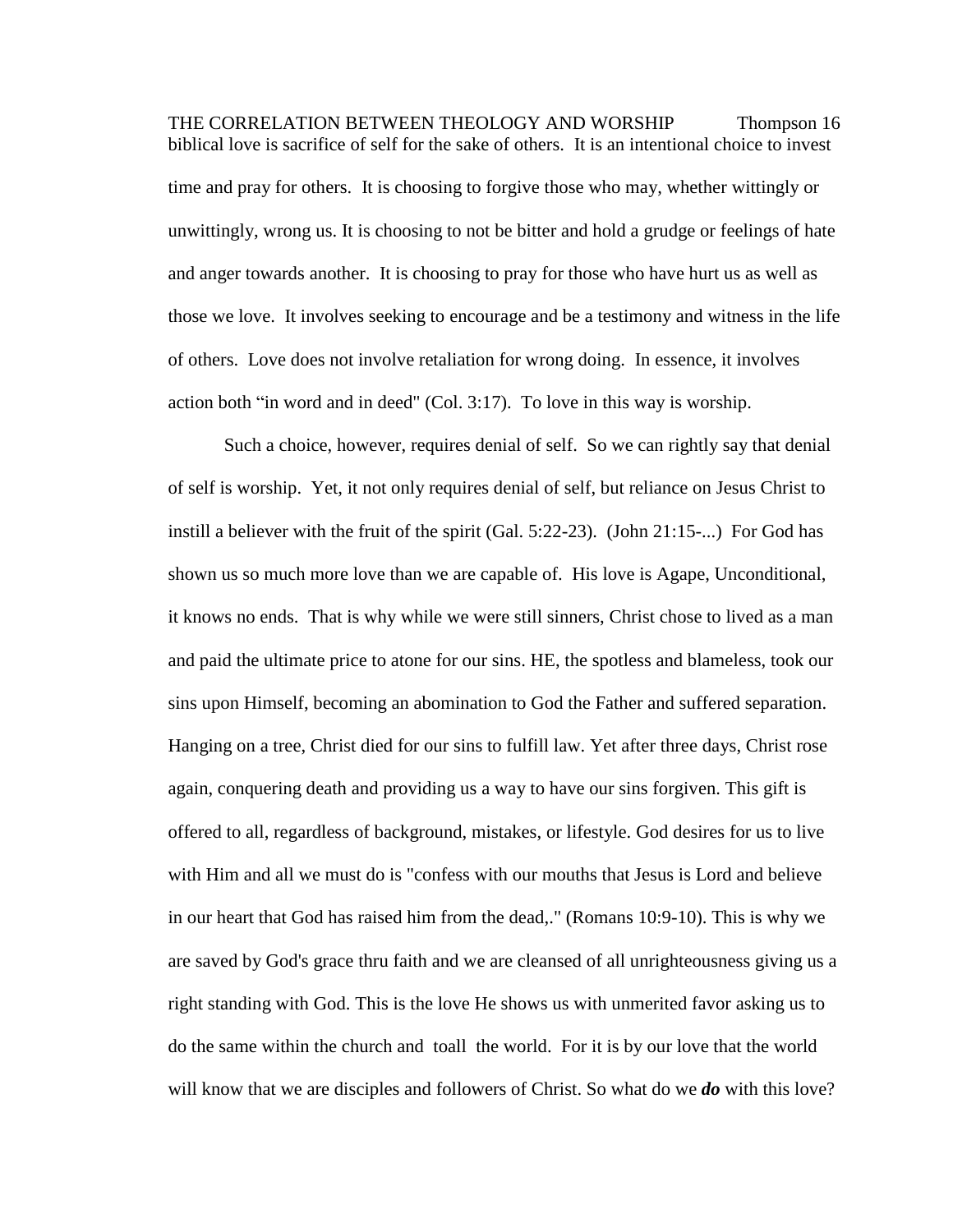biblical love is sacrifice of self for the sake of others. It is an intentional choice to invest time and pray for others. It is choosing to forgive those who may, whether wittingly or unwittingly, wrong us. It is choosing to not be bitter and hold a grudge or feelings of hate and anger towards another. It is choosing to pray for those who have hurt us as well as those we love. It involves seeking to encourage and be a testimony and witness in the life of others. Love does not involve retaliation for wrong doing. In essence, it involves action both "in word and in deed" (Col. 3:17). To love in this way is worship.

Such a choice, however, requires denial of self. So we can rightly say that denial of self is worship. Yet, it not only requires denial of self, but reliance on Jesus Christ to instill a believer with the fruit of the spirit (Gal. 5:22-23). (John 21:15-...) For God has shown us so much more love than we are capable of. His love is Agape, Unconditional, it knows no ends. That is why while we were still sinners, Christ chose to lived as a man and paid the ultimate price to atone for our sins. HE, the spotless and blameless, took our sins upon Himself, becoming an abomination to God the Father and suffered separation. Hanging on a tree, Christ died for our sins to fulfill law. Yet after three days, Christ rose again, conquering death and providing us a way to have our sins forgiven. This gift is offered to all, regardless of background, mistakes, or lifestyle. God desires for us to live with Him and all we must do is "confess with our mouths that Jesus is Lord and believe in our heart that God has raised him from the dead,." (Romans 10:9-10). This is why we are saved by God's grace thru faith and we are cleansed of all unrighteousness giving us a right standing with God. This is the love He shows us with unmerited favor asking us to do the same within the church and toall the world. For it is by our love that the world will know that we are disciples and followers of Christ. So what do we ***do*** with this love?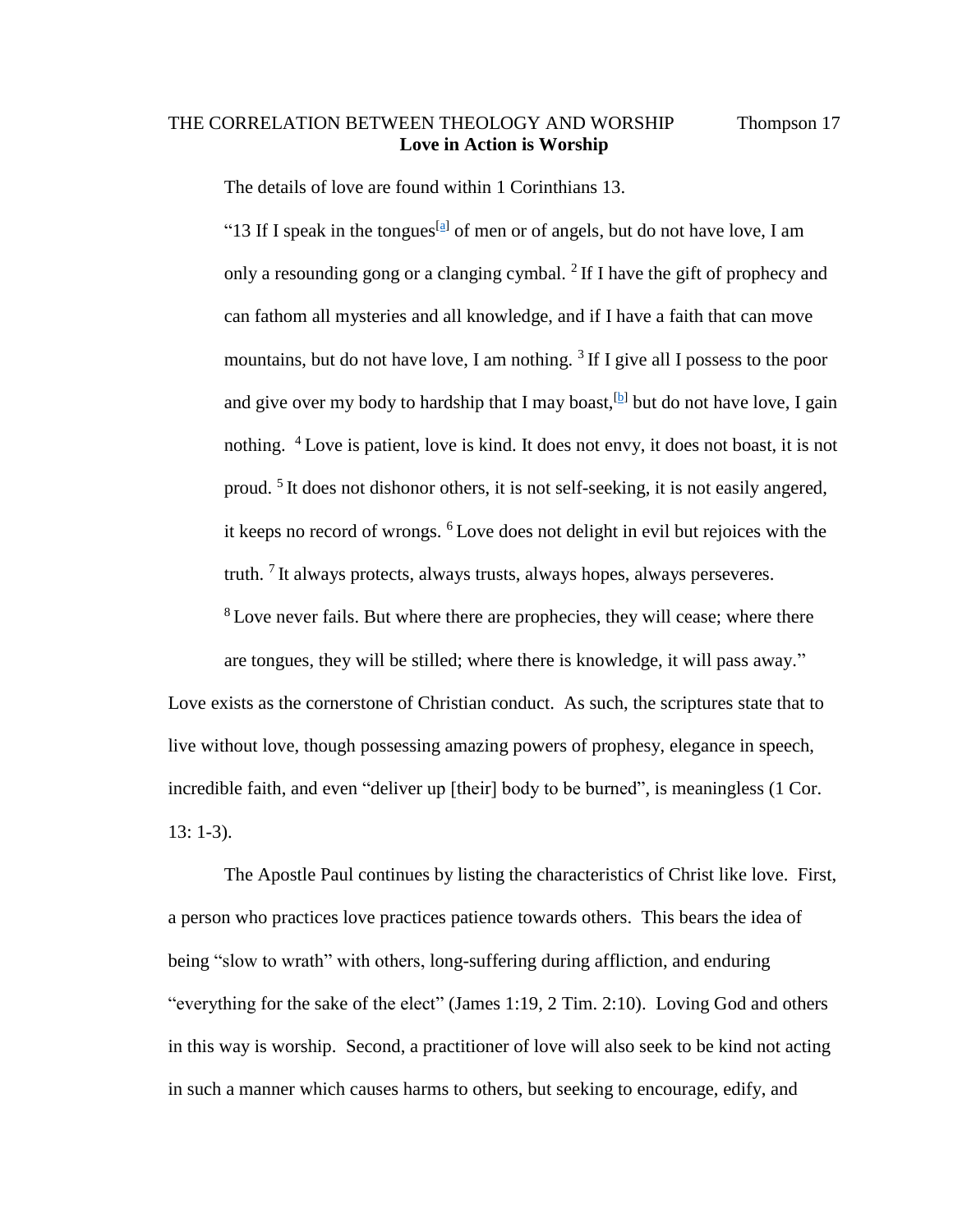**Love in Action is Worship**

The details of love are found within 1 Corinthians 13.

> "13 If I speak in the tongues[a] of men or of angels, but do not have love, I am only a resounding gong or a clanging cymbal. 2 If I have the gift of prophecy and can fathom all mysteries and all knowledge, and if I have a faith that can move mountains, but do not have love, I am nothing. 3 If I give all I possess to the poor and give over my body to hardship that I may boast,[b] but do not have love, I gain nothing. 4 Love is patient, love is kind. It does not envy, it does not boast, it is not proud. 5 It does not dishonor others, it is not self-seeking, it is not easily angered, it keeps no record of wrongs. 6 Love does not delight in evil but rejoices with the truth. 7 It always protects, always trusts, always hopes, always perseveres. 8 Love never fails. But where there are prophecies, they will cease; where there are tongues, they will be stilled; where there is knowledge, it will pass away."

Love exists as the cornerstone of Christian conduct. As such, the scriptures state that to live without love, though possessing amazing powers of prophesy, elegance in speech, incredible faith, and even "deliver up [their] body to be burned", is meaningless (1 Cor. 13: 1-3).

The Apostle Paul continues by listing the characteristics of Christ like love. First, a person who practices love practices patience towards others. This bears the idea of being "slow to wrath" with others, long-suffering during affliction, and enduring "everything for the sake of the elect" (James 1:19, 2 Tim. 2:10). Loving God and others in this way is worship. Second, a practitioner of love will also seek to be kind not acting in such a manner which causes harms to others, but seeking to encourage, edify, and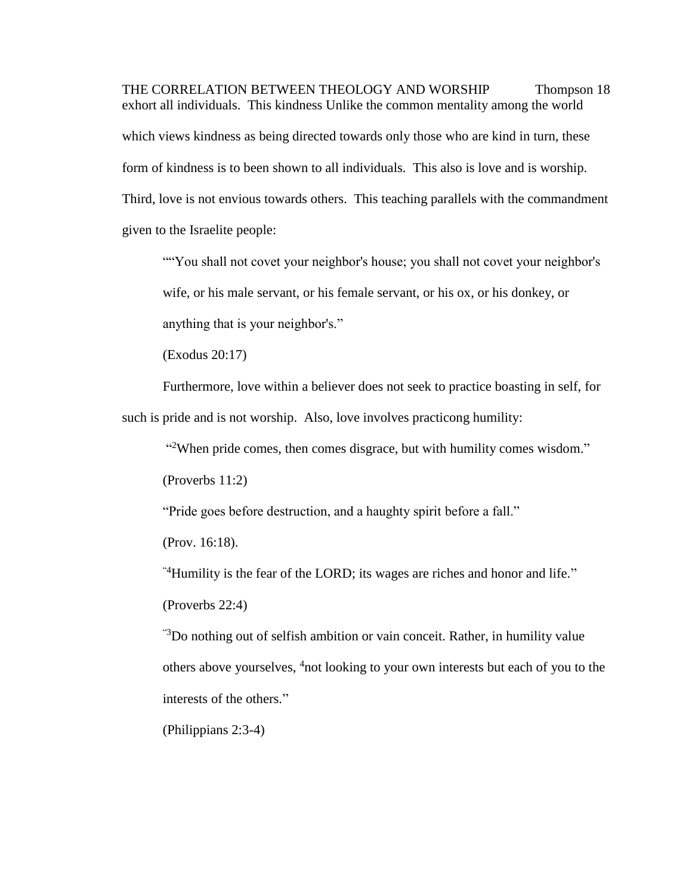exhort all individuals. This kindness Unlike the common mentality among the world which views kindness as being directed towards only those who are kind in turn, these form of kindness is to been shown to all individuals. This also is love and is worship. Third, love is not envious towards others. This teaching parallels with the commandment given to the Israelite people:

> ""You shall not covet your neighbor's house; you shall not covet your neighbor's wife, or his male servant, or his female servant, or his ox, or his donkey, or anything that is your neighbor's."
>
> (Exodus 20:17)

Furthermore, love within a believer does not seek to practice boasting in self, for such is pride and is not worship. Also, love involves practicong humility:

> "[2]When pride comes, then comes disgrace, but with humility comes wisdom."
>
> (Proverbs 11:2)
>
> "Pride goes before destruction, and a haughty spirit before a fall."
>
> (Prov. 16:18).
>
> "[4]Humility is the fear of the LORD; its wages are riches and honor and life."
>
> (Proverbs 22:4)
>
> "[3]Do nothing out of selfish ambition or vain conceit. Rather, in humility value others above yourselves, [4]not looking to your own interests but each of you to the interests of the others."
>
> (Philippians 2:3-4)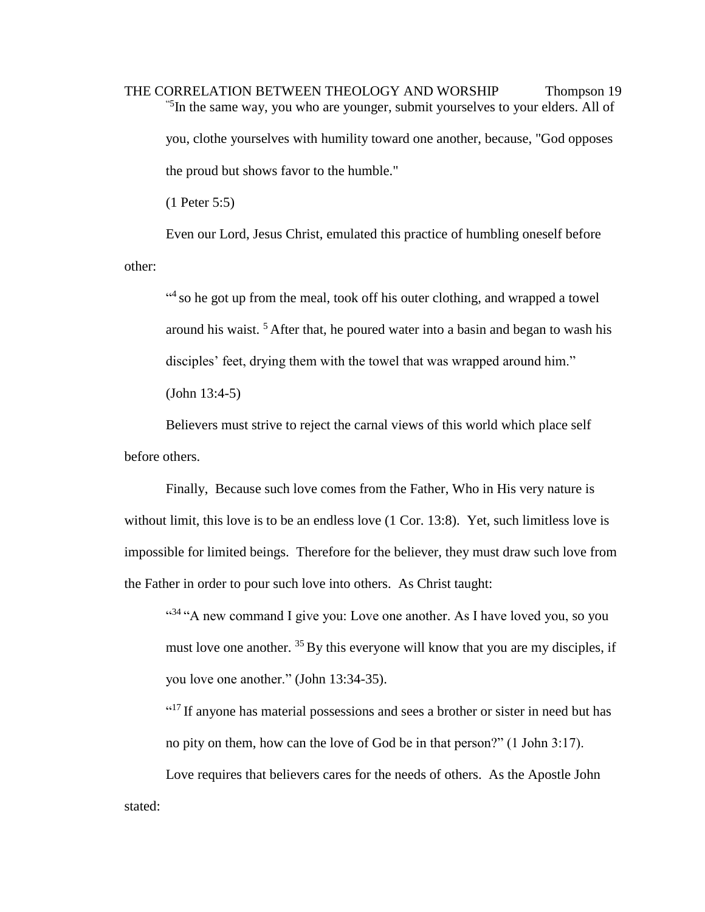"[5]In the same way, you who are younger, submit yourselves to your elders. All of you, clothe yourselves with humility toward one another, because, "God opposes the proud but shows favor to the humble."

(1 Peter 5:5)

Even our Lord, Jesus Christ, emulated this practice of humbling oneself before other:

"[4] so he got up from the meal, took off his outer clothing, and wrapped a towel around his waist. [5] After that, he poured water into a basin and began to wash his disciples' feet, drying them with the towel that was wrapped around him."

(John 13:4-5)

Believers must strive to reject the carnal views of this world which place self before others.

Finally, Because such love comes from the Father, Who in His very nature is without limit, this love is to be an endless love (1 Cor. 13:8). Yet, such limitless love is impossible for limited beings. Therefore for the believer, they must draw such love from the Father in order to pour such love into others. As Christ taught:

"[34] "A new command I give you: Love one another. As I have loved you, so you must love one another. [35] By this everyone will know that you are my disciples, if you love one another." (John 13:34-35).

"[17] If anyone has material possessions and sees a brother or sister in need but has no pity on them, how can the love of God be in that person?" (1 John 3:17).

Love requires that believers cares for the needs of others. As the Apostle John stated: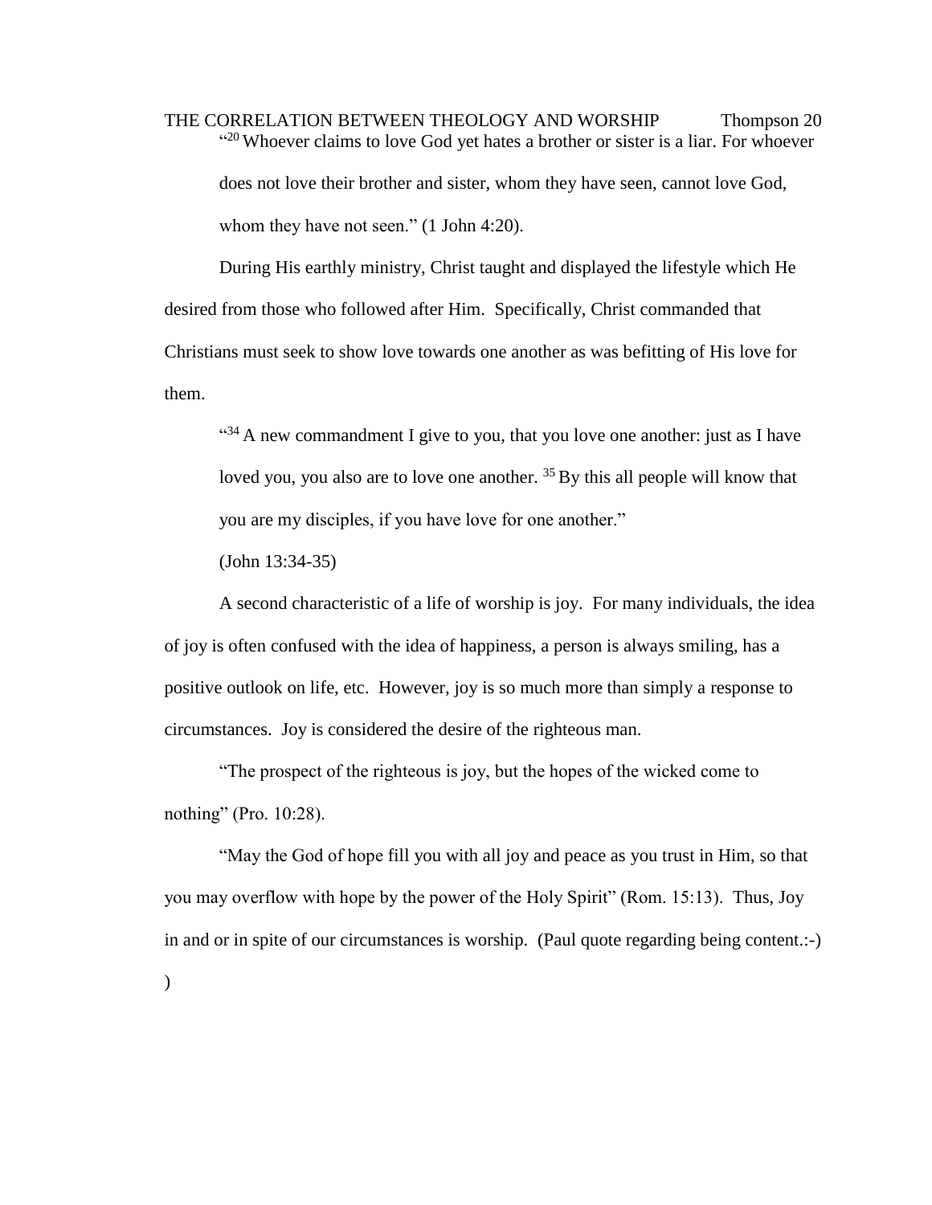"[20] Whoever claims to love God yet hates a brother or sister is a liar. For whoever does not love their brother and sister, whom they have seen, cannot love God, whom they have not seen." (1 John 4:20).

During His earthly ministry, Christ taught and displayed the lifestyle which He desired from those who followed after Him. Specifically, Christ commanded that Christians must seek to show love towards one another as was befitting of His love for them.

"[34] A new commandment I give to you, that you love one another: just as I have loved you, you also are to love one another. [35] By this all people will know that you are my disciples, if you have love for one another."

(John 13:34-35)

A second characteristic of a life of worship is joy. For many individuals, the idea of joy is often confused with the idea of happiness, a person is always smiling, has a positive outlook on life, etc. However, joy is so much more than simply a response to circumstances. Joy is considered the desire of the righteous man.

"The prospect of the righteous is joy, but the hopes of the wicked come to nothing" (Pro. 10:28).

"May the God of hope fill you with all joy and peace as you trust in Him, so that you may overflow with hope by the power of the Holy Spirit" (Rom. 15:13). Thus, Joy in and or in spite of our circumstances is worship. (Paul quote regarding being content.:-) )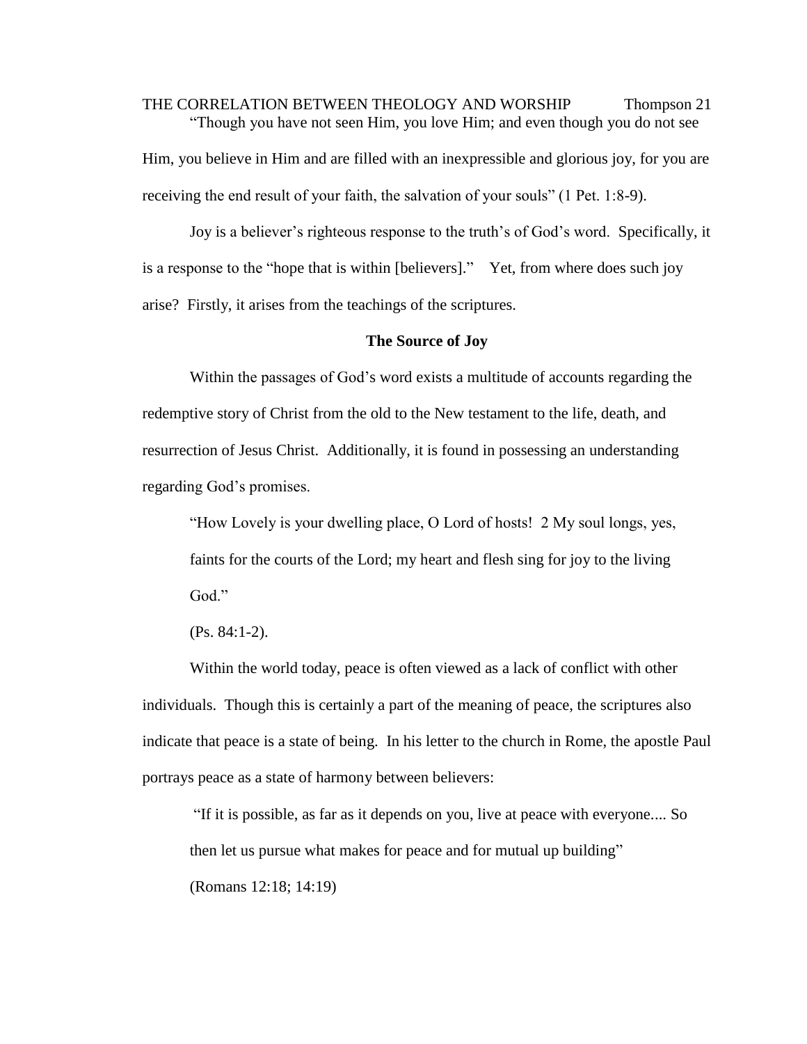"Though you have not seen Him, you love Him; and even though you do not see Him, you believe in Him and are filled with an inexpressible and glorious joy, for you are receiving the end result of your faith, the salvation of your souls" (1 Pet. 1:8-9).

Joy is a believer's righteous response to the truth's of God's word. Specifically, it is a response to the "hope that is within [believers]." Yet, from where does such joy arise? Firstly, it arises from the teachings of the scriptures.

**The Source of Joy**

Within the passages of God's word exists a multitude of accounts regarding the redemptive story of Christ from the old to the New testament to the life, death, and resurrection of Jesus Christ. Additionally, it is found in possessing an understanding regarding God's promises.

> "How Lovely is your dwelling place, O Lord of hosts! 2 My soul longs, yes, faints for the courts of the Lord; my heart and flesh sing for joy to the living God."
>
> (Ps. 84:1-2).

Within the world today, peace is often viewed as a lack of conflict with other individuals. Though this is certainly a part of the meaning of peace, the scriptures also indicate that peace is a state of being. In his letter to the church in Rome, the apostle Paul portrays peace as a state of harmony between believers:

> "If it is possible, as far as it depends on you, live at peace with everyone.... So then let us pursue what makes for peace and for mutual up building"
>
> (Romans 12:18; 14:19)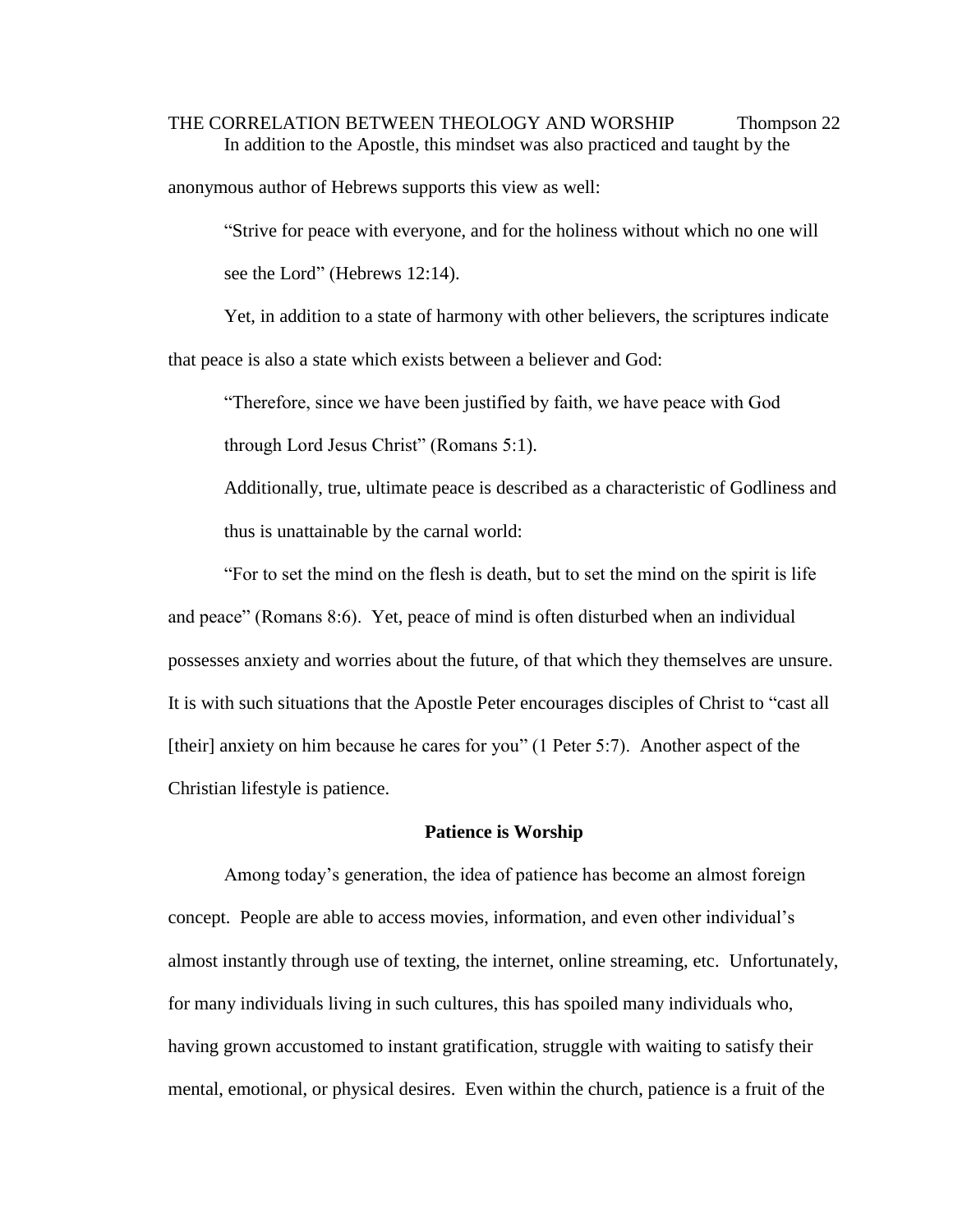In addition to the Apostle, this mindset was also practiced and taught by the anonymous author of Hebrews supports this view as well:

> "Strive for peace with everyone, and for the holiness without which no one will see the Lord" (Hebrews 12:14).

Yet, in addition to a state of harmony with other believers, the scriptures indicate that peace is also a state which exists between a believer and God:

> "Therefore, since we have been justified by faith, we have peace with God through Lord Jesus Christ" (Romans 5:1).
>
> Additionally, true, ultimate peace is described as a characteristic of Godliness and thus is unattainable by the carnal world:

"For to set the mind on the flesh is death, but to set the mind on the spirit is life and peace" (Romans 8:6). Yet, peace of mind is often disturbed when an individual possesses anxiety and worries about the future, of that which they themselves are unsure. It is with such situations that the Apostle Peter encourages disciples of Christ to "cast all [their] anxiety on him because he cares for you" (1 Peter 5:7). Another aspect of the Christian lifestyle is patience.

## Patience is Worship

Among today's generation, the idea of patience has become an almost foreign concept. People are able to access movies, information, and even other individual's almost instantly through use of texting, the internet, online streaming, etc. Unfortunately, for many individuals living in such cultures, this has spoiled many individuals who, having grown accustomed to instant gratification, struggle with waiting to satisfy their mental, emotional, or physical desires. Even within the church, patience is a fruit of the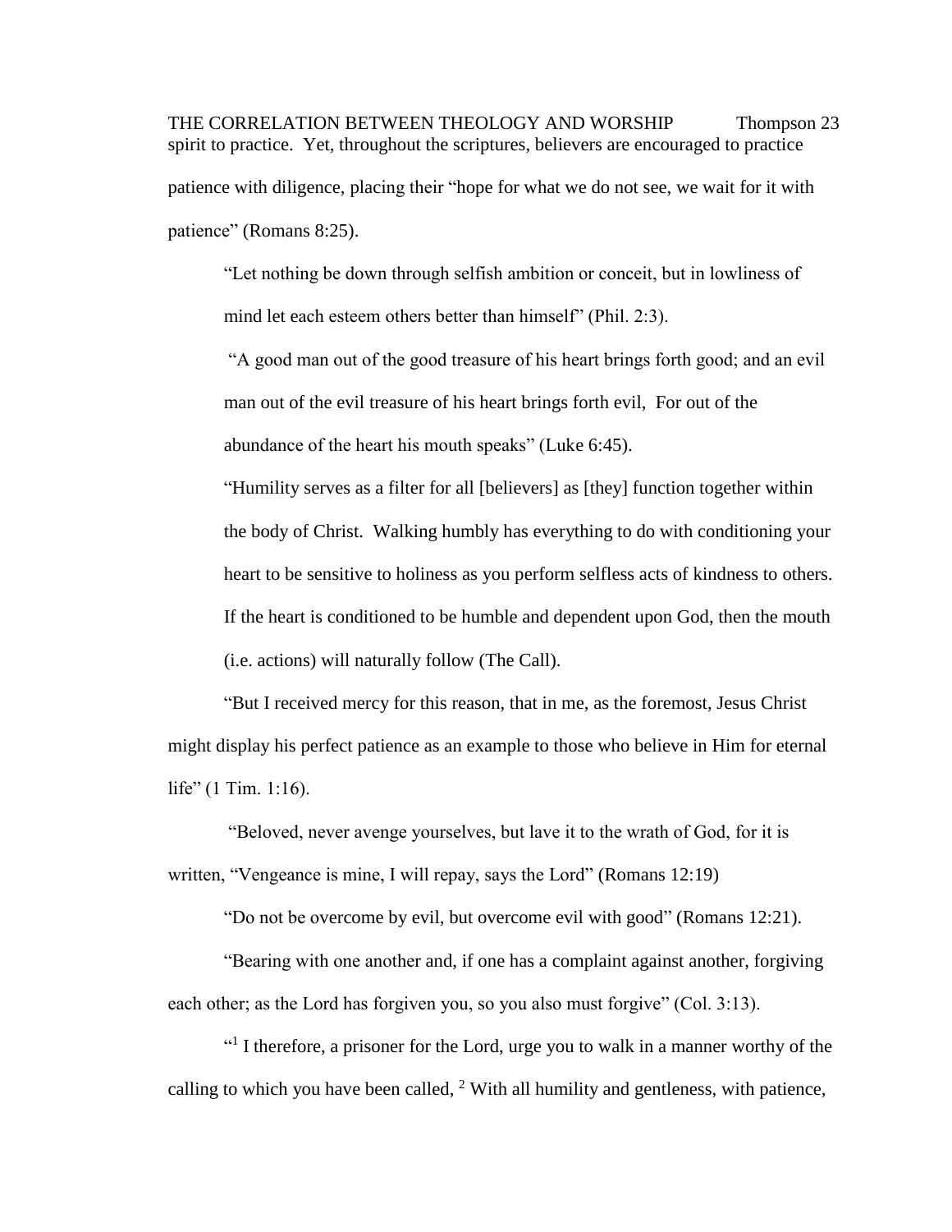spirit to practice. Yet, throughout the scriptures, believers are encouraged to practice patience with diligence, placing their "hope for what we do not see, we wait for it with patience" (Romans 8:25).

> "Let nothing be down through selfish ambition or conceit, but in lowliness of mind let each esteem others better than himself" (Phil. 2:3).
>
> "A good man out of the good treasure of his heart brings forth good; and an evil man out of the evil treasure of his heart brings forth evil, For out of the abundance of the heart his mouth speaks" (Luke 6:45).
>
> "Humility serves as a filter for all [believers] as [they] function together within the body of Christ. Walking humbly has everything to do with conditioning your heart to be sensitive to holiness as you perform selfless acts of kindness to others. If the heart is conditioned to be humble and dependent upon God, then the mouth (i.e. actions) will naturally follow (The Call).

"But I received mercy for this reason, that in me, as the foremost, Jesus Christ might display his perfect patience as an example to those who believe in Him for eternal life" (1 Tim. 1:16).

"Beloved, never avenge yourselves, but lave it to the wrath of God, for it is written, "Vengeance is mine, I will repay, says the Lord" (Romans 12:19)

"Do not be overcome by evil, but overcome evil with good" (Romans 12:21).

"Bearing with one another and, if one has a complaint against another, forgiving each other; as the Lord has forgiven you, so you also must forgive" (Col. 3:13).

"[1] I therefore, a prisoner for the Lord, urge you to walk in a manner worthy of the calling to which you have been called, [2] With all humility and gentleness, with patience,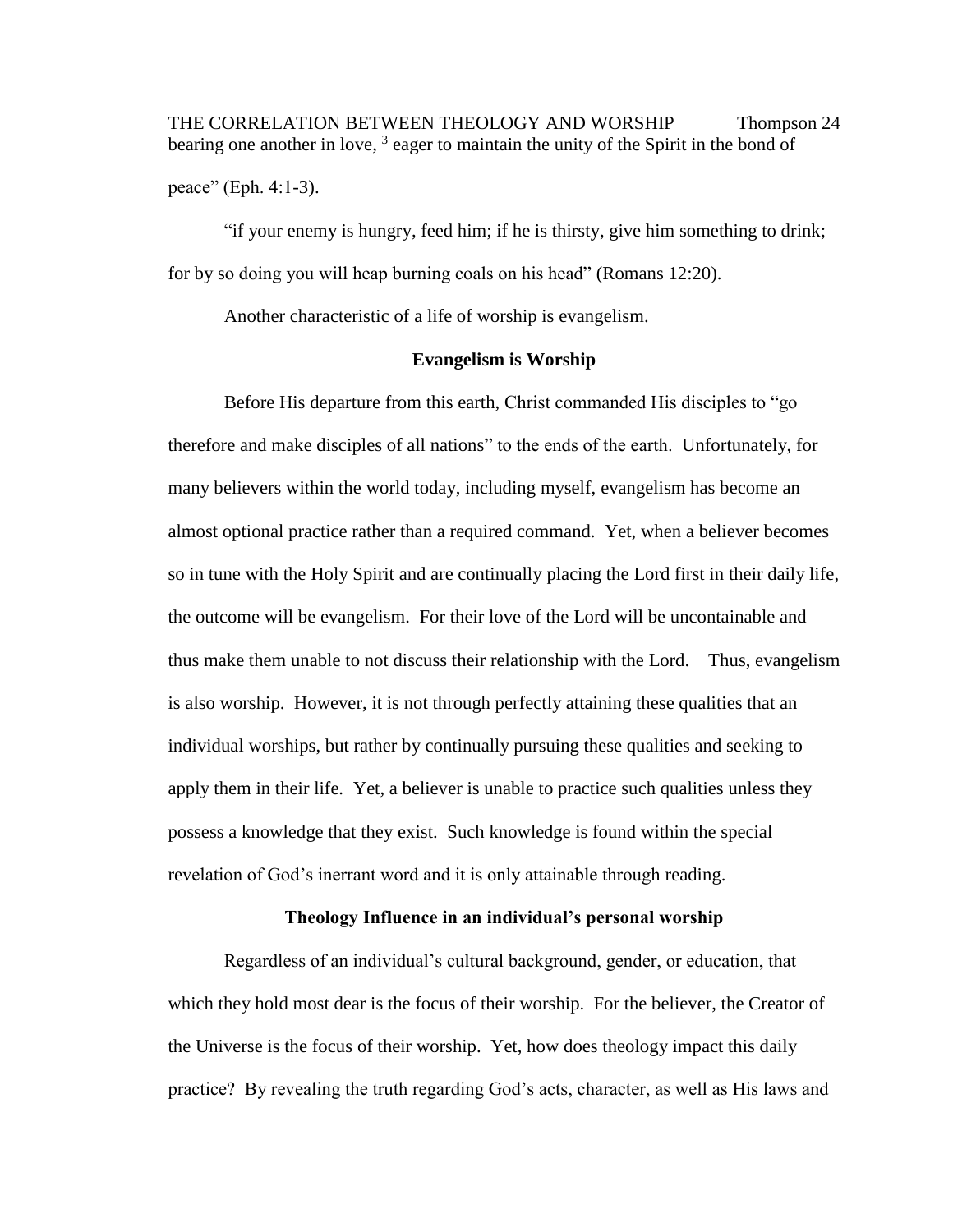bearing one another in love, [3] eager to maintain the unity of the Spirit in the bond of peace" (Eph. 4:1-3).

"if your enemy is hungry, feed him; if he is thirsty, give him something to drink; for by so doing you will heap burning coals on his head" (Romans 12:20).

Another characteristic of a life of worship is evangelism.

### Evangelism is Worship

Before His departure from this earth, Christ commanded His disciples to "go therefore and make disciples of all nations" to the ends of the earth. Unfortunately, for many believers within the world today, including myself, evangelism has become an almost optional practice rather than a required command. Yet, when a believer becomes so in tune with the Holy Spirit and are continually placing the Lord first in their daily life, the outcome will be evangelism. For their love of the Lord will be uncontainable and thus make them unable to not discuss their relationship with the Lord. Thus, evangelism is also worship. However, it is not through perfectly attaining these qualities that an individual worships, but rather by continually pursuing these qualities and seeking to apply them in their life. Yet, a believer is unable to practice such qualities unless they possess a knowledge that they exist. Such knowledge is found within the special revelation of God's inerrant word and it is only attainable through reading.

### Theology Influence in an individual's personal worship

Regardless of an individual's cultural background, gender, or education, that which they hold most dear is the focus of their worship. For the believer, the Creator of the Universe is the focus of their worship. Yet, how does theology impact this daily practice? By revealing the truth regarding God's acts, character, as well as His laws and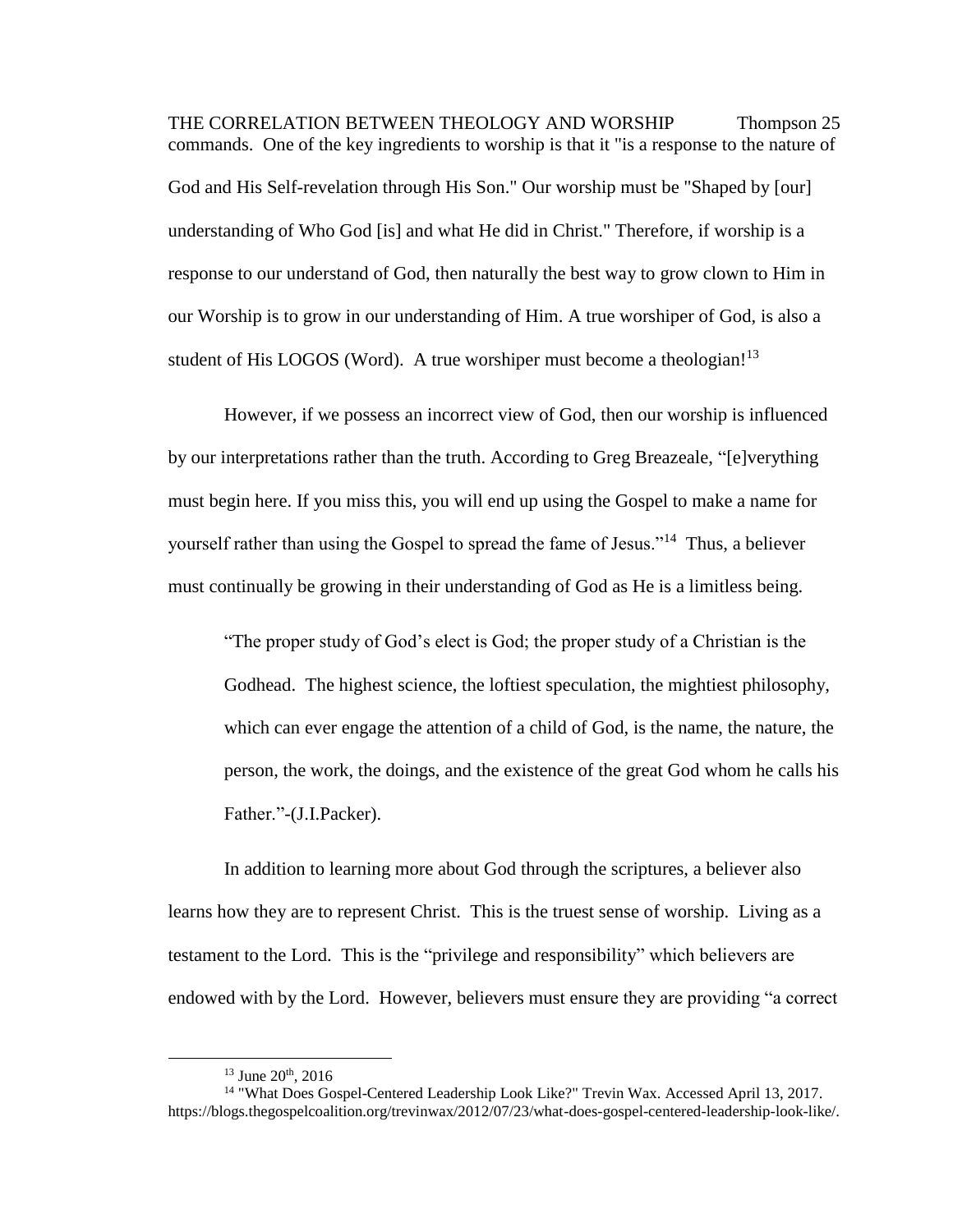commands. One of the key ingredients to worship is that it "is a response to the nature of God and His Self-revelation through His Son." Our worship must be "Shaped by [our] understanding of Who God [is] and what He did in Christ." Therefore, if worship is a response to our understand of God, then naturally the best way to grow clown to Him in our Worship is to grow in our understanding of Him. A true worshiper of God, is also a student of His LOGOS (Word). A true worshiper must become a theologian![13]

However, if we possess an incorrect view of God, then our worship is influenced by our interpretations rather than the truth. According to Greg Breazeale, "[e]verything must begin here. If you miss this, you will end up using the Gospel to make a name for yourself rather than using the Gospel to spread the fame of Jesus."[14] Thus, a believer must continually be growing in their understanding of God as He is a limitless being.

> "The proper study of God's elect is God; the proper study of a Christian is the Godhead. The highest science, the loftiest speculation, the mightiest philosophy, which can ever engage the attention of a child of God, is the name, the nature, the person, the work, the doings, and the existence of the great God whom he calls his Father."-(J.I.Packer).

In addition to learning more about God through the scriptures, a believer also learns how they are to represent Christ. This is the truest sense of worship. Living as a testament to the Lord. This is the "privilege and responsibility" which believers are endowed with by the Lord. However, believers must ensure they are providing "a correct

---

[13] June 20th, 2016

[14] "What Does Gospel-Centered Leadership Look Like?" Trevin Wax. Accessed April 13, 2017. https://blogs.thegospelcoalition.org/trevinwax/2012/07/23/what-does-gospel-centered-leadership-look-like/.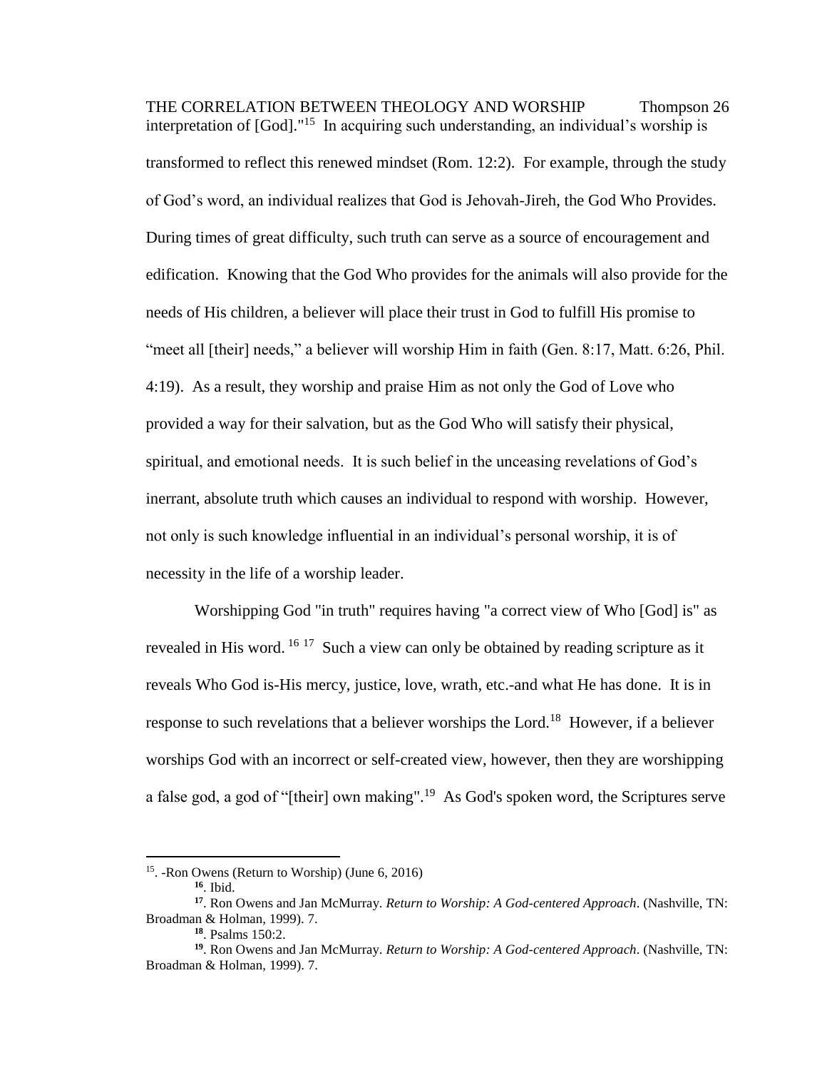interpretation of [God]."[15] In acquiring such understanding, an individual's worship is transformed to reflect this renewed mindset (Rom. 12:2). For example, through the study of God's word, an individual realizes that God is Jehovah-Jireh, the God Who Provides. During times of great difficulty, such truth can serve as a source of encouragement and edification. Knowing that the God Who provides for the animals will also provide for the needs of His children, a believer will place their trust in God to fulfill His promise to "meet all [their] needs," a believer will worship Him in faith (Gen. 8:17, Matt. 6:26, Phil. 4:19). As a result, they worship and praise Him as not only the God of Love who provided a way for their salvation, but as the God Who will satisfy their physical, spiritual, and emotional needs. It is such belief in the unceasing revelations of God's inerrant, absolute truth which causes an individual to respond with worship. However, not only is such knowledge influential in an individual's personal worship, it is of necessity in the life of a worship leader.

Worshipping God "in truth" requires having "a correct view of Who [God] is" as revealed in His word. [16] [17] Such a view can only be obtained by reading scripture as it reveals Who God is-His mercy, justice, love, wrath, etc.-and what He has done. It is in response to such revelations that a believer worships the Lord.[18] However, if a believer worships God with an incorrect or self-created view, however, then they are worshipping a false god, a god of "[their] own making".[19] As God's spoken word, the Scriptures serve

---

15. -Ron Owens (Return to Worship) (June 6, 2016)

**16**. Ibid.

**17**. Ron Owens and Jan McMurray. *Return to Worship: A God-centered Approach*. (Nashville, TN: Broadman & Holman, 1999). 7.

**18**. Psalms 150:2.

**19**. Ron Owens and Jan McMurray. *Return to Worship: A God-centered Approach*. (Nashville, TN: Broadman & Holman, 1999). 7.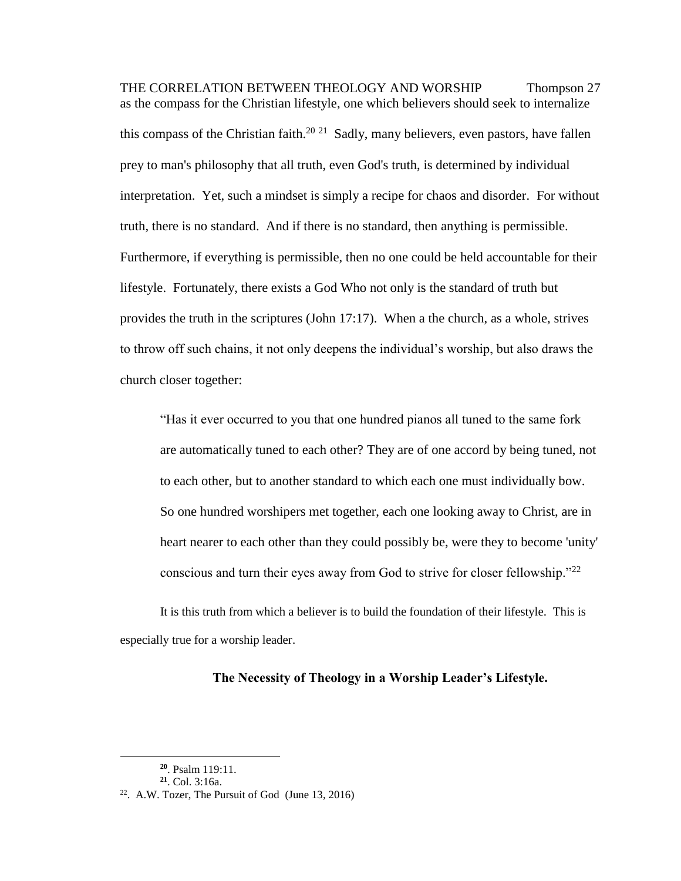as the compass for the Christian lifestyle, one which believers should seek to internalize this compass of the Christian faith.[20] [21] Sadly, many believers, even pastors, have fallen prey to man's philosophy that all truth, even God's truth, is determined by individual interpretation. Yet, such a mindset is simply a recipe for chaos and disorder. For without truth, there is no standard. And if there is no standard, then anything is permissible. Furthermore, if everything is permissible, then no one could be held accountable for their lifestyle. Fortunately, there exists a God Who not only is the standard of truth but provides the truth in the scriptures (John 17:17). When a the church, as a whole, strives to throw off such chains, it not only deepens the individual's worship, but also draws the church closer together:

> "Has it ever occurred to you that one hundred pianos all tuned to the same fork are automatically tuned to each other? They are of one accord by being tuned, not to each other, but to another standard to which each one must individually bow. So one hundred worshipers met together, each one looking away to Christ, are in heart nearer to each other than they could possibly be, were they to become 'unity' conscious and turn their eyes away from God to strive for closer fellowship."[22]

It is this truth from which a believer is to build the foundation of their lifestyle. This is especially true for a worship leader.

### The Necessity of Theology in a Worship Leader's Lifestyle.

---

[20]. Psalm 119:11.

[21]. Col. 3:16a.

[22]. A.W. Tozer, The Pursuit of God (June 13, 2016)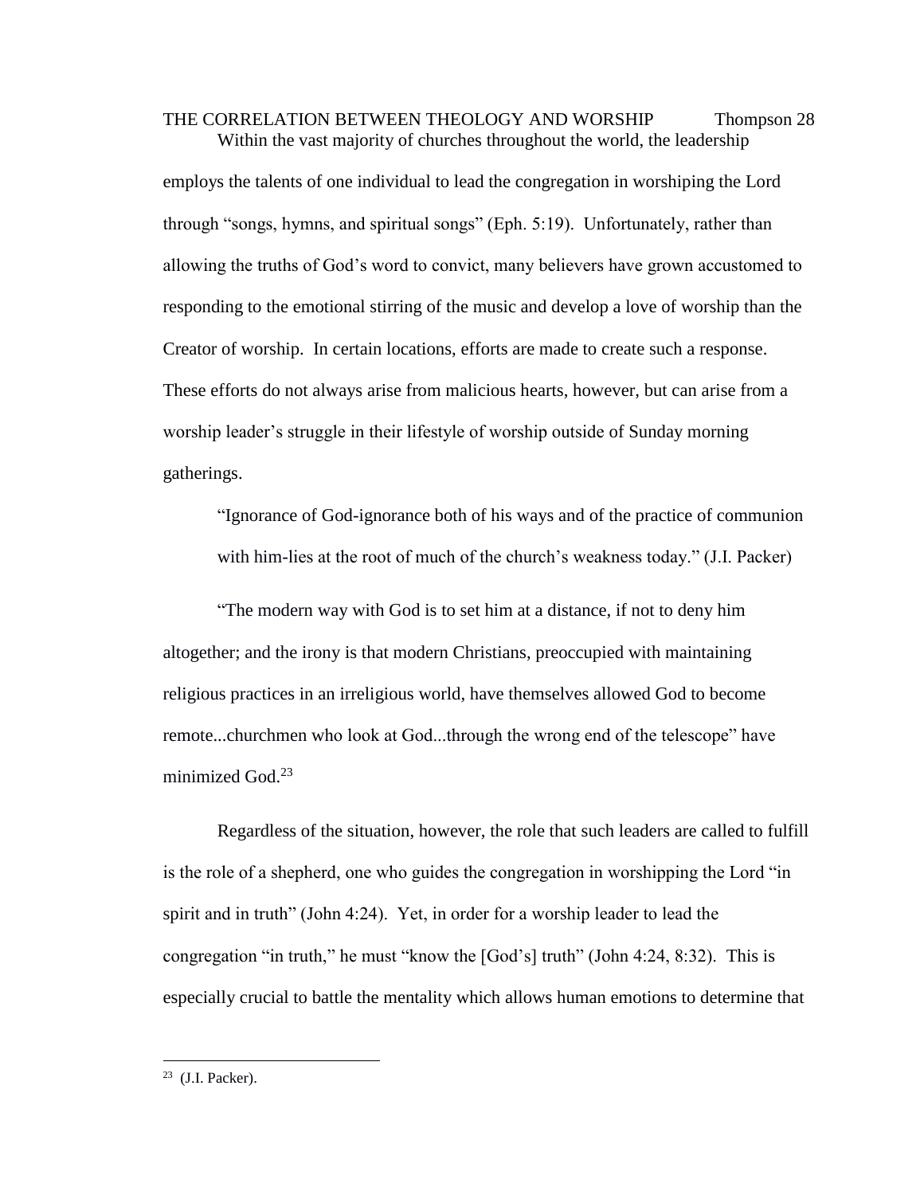Within the vast majority of churches throughout the world, the leadership employs the talents of one individual to lead the congregation in worshiping the Lord through "songs, hymns, and spiritual songs" (Eph. 5:19). Unfortunately, rather than allowing the truths of God's word to convict, many believers have grown accustomed to responding to the emotional stirring of the music and develop a love of worship than the Creator of worship. In certain locations, efforts are made to create such a response. These efforts do not always arise from malicious hearts, however, but can arise from a worship leader's struggle in their lifestyle of worship outside of Sunday morning gatherings.

> "Ignorance of God-ignorance both of his ways and of the practice of communion with him-lies at the root of much of the church's weakness today." (J.I. Packer)

"The modern way with God is to set him at a distance, if not to deny him altogether; and the irony is that modern Christians, preoccupied with maintaining religious practices in an irreligious world, have themselves allowed God to become remote...churchmen who look at God...through the wrong end of the telescope" have minimized God.[23]

Regardless of the situation, however, the role that such leaders are called to fulfill is the role of a shepherd, one who guides the congregation in worshipping the Lord "in spirit and in truth" (John 4:24). Yet, in order for a worship leader to lead the congregation "in truth," he must "know the [God's] truth" (John 4:24, 8:32). This is especially crucial to battle the mentality which allows human emotions to determine that

---

[23] (J.I. Packer).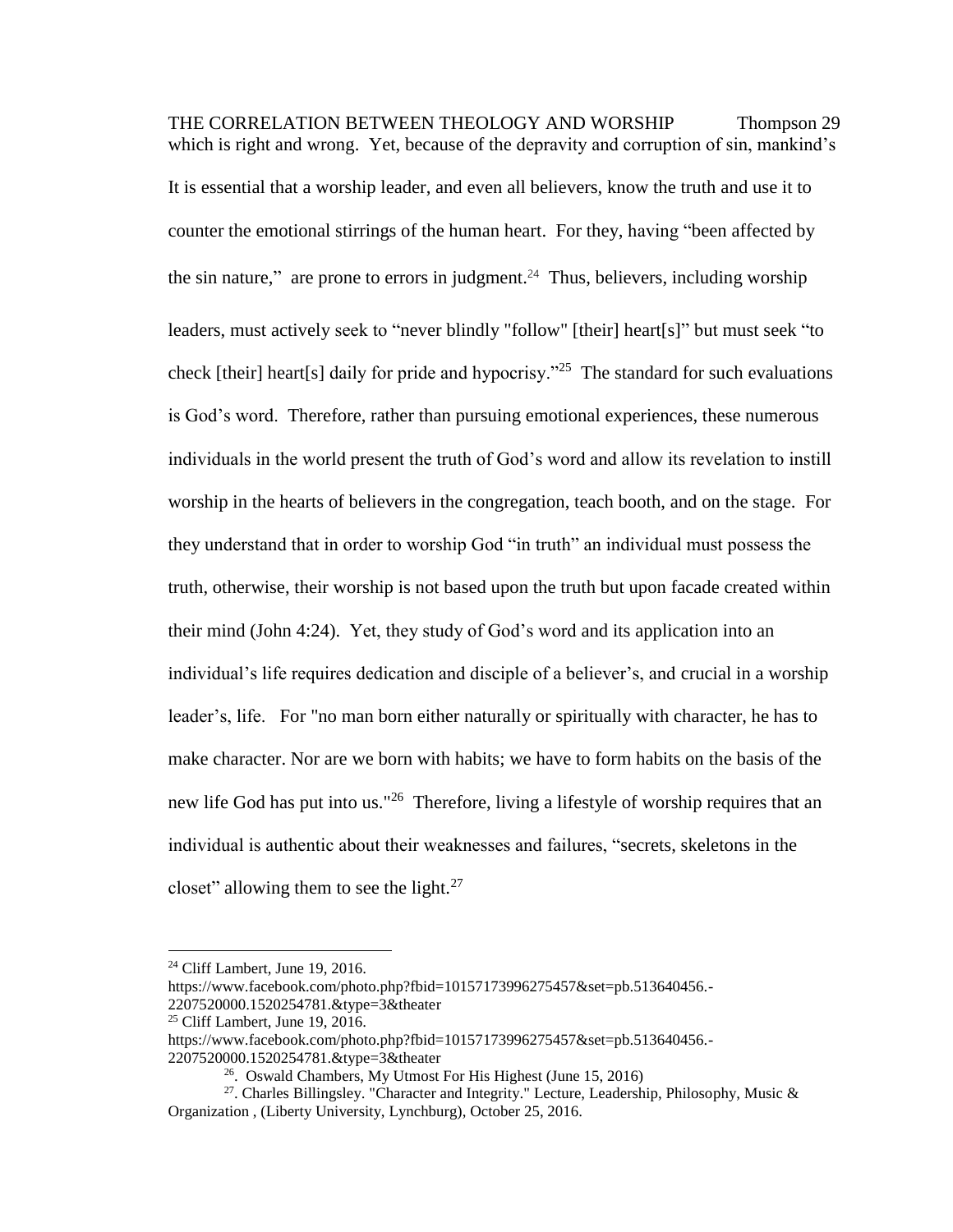which is right and wrong. Yet, because of the depravity and corruption of sin, mankind's

It is essential that a worship leader, and even all believers, know the truth and use it to counter the emotional stirrings of the human heart. For they, having "been affected by the sin nature," are prone to errors in judgment.[24] Thus, believers, including worship leaders, must actively seek to "never blindly "follow" [their] heart[s]" but must seek "to check [their] heart[s] daily for pride and hypocrisy."[25] The standard for such evaluations is God's word. Therefore, rather than pursuing emotional experiences, these numerous individuals in the world present the truth of God's word and allow its revelation to instill worship in the hearts of believers in the congregation, teach booth, and on the stage. For they understand that in order to worship God "in truth" an individual must possess the truth, otherwise, their worship is not based upon the truth but upon facade created within their mind (John 4:24). Yet, they study of God's word and its application into an individual's life requires dedication and disciple of a believer's, and crucial in a worship leader's, life. For "no man born either naturally or spiritually with character, he has to make character. Nor are we born with habits; we have to form habits on the basis of the new life God has put into us."[26] Therefore, living a lifestyle of worship requires that an individual is authentic about their weaknesses and failures, "secrets, skeletons in the closet" allowing them to see the light.[27]

---

[24] Cliff Lambert, June 19, 2016. https://www.facebook.com/photo.php?fbid=10157173996275457&set=pb.513640456.-2207520000.1520254781.&type=3&theater

[25] Cliff Lambert, June 19, 2016. https://www.facebook.com/photo.php?fbid=10157173996275457&set=pb.513640456.-2207520000.1520254781.&type=3&theater

[26]. Oswald Chambers, My Utmost For His Highest (June 15, 2016)

[27]. Charles Billingsley. "Character and Integrity." Lecture, Leadership, Philosophy, Music & Organization , (Liberty University, Lynchburg), October 25, 2016.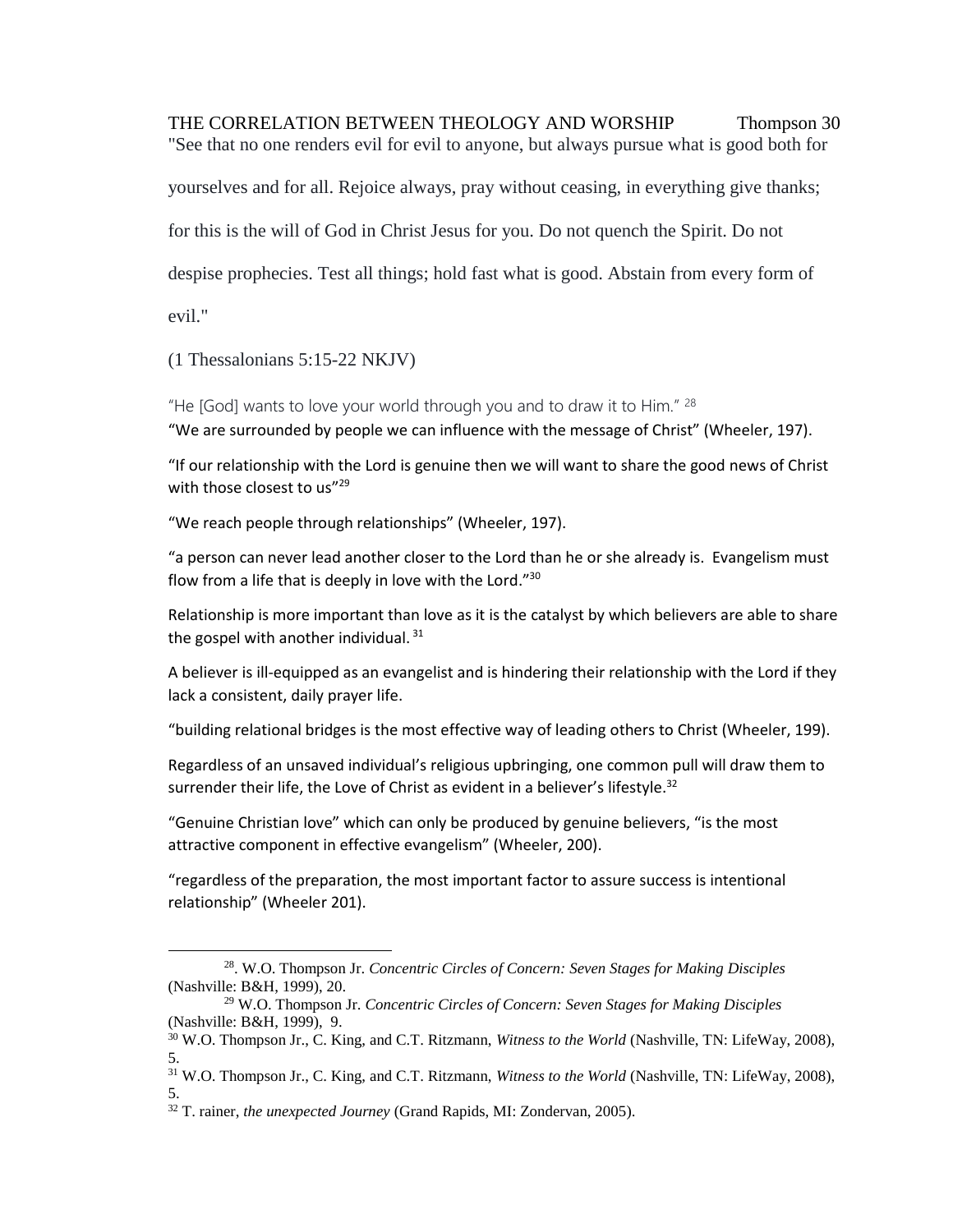"See that no one renders evil for evil to anyone, but always pursue what is good both for yourselves and for all. Rejoice always, pray without ceasing, in everything give thanks; for this is the will of God in Christ Jesus for you. Do not quench the Spirit. Do not despise prophecies. Test all things; hold fast what is good. Abstain from every form of evil."

(1 Thessalonians 5:15-22 NKJV)

"He [God] wants to love your world through you and to draw it to Him." [28]

"We are surrounded by people we can influence with the message of Christ" (Wheeler, 197).

"If our relationship with the Lord is genuine then we will want to share the good news of Christ with those closest to us"[29]

"We reach people through relationships" (Wheeler, 197).

"a person can never lead another closer to the Lord than he or she already is. Evangelism must flow from a life that is deeply in love with the Lord."[30]

Relationship is more important than love as it is the catalyst by which believers are able to share the gospel with another individual. [31]

A believer is ill-equipped as an evangelist and is hindering their relationship with the Lord if they lack a consistent, daily prayer life.

"building relational bridges is the most effective way of leading others to Christ (Wheeler, 199).

Regardless of an unsaved individual's religious upbringing, one common pull will draw them to surrender their life, the Love of Christ as evident in a believer's lifestyle.[32]

"Genuine Christian love" which can only be produced by genuine believers, "is the most attractive component in effective evangelism" (Wheeler, 200).

"regardless of the preparation, the most important factor to assure success is intentional relationship" (Wheeler 201).

---

[28]. W.O. Thompson Jr. *Concentric Circles of Concern: Seven Stages for Making Disciples* (Nashville: B&H, 1999), 20.

[29] W.O. Thompson Jr. *Concentric Circles of Concern: Seven Stages for Making Disciples* (Nashville: B&H, 1999), 9.

[30] W.O. Thompson Jr., C. King, and C.T. Ritzmann, *Witness to the World* (Nashville, TN: LifeWay, 2008), 5.

[31] W.O. Thompson Jr., C. King, and C.T. Ritzmann, *Witness to the World* (Nashville, TN: LifeWay, 2008), 5.

[32] T. rainer, *the unexpected Journey* (Grand Rapids, MI: Zondervan, 2005).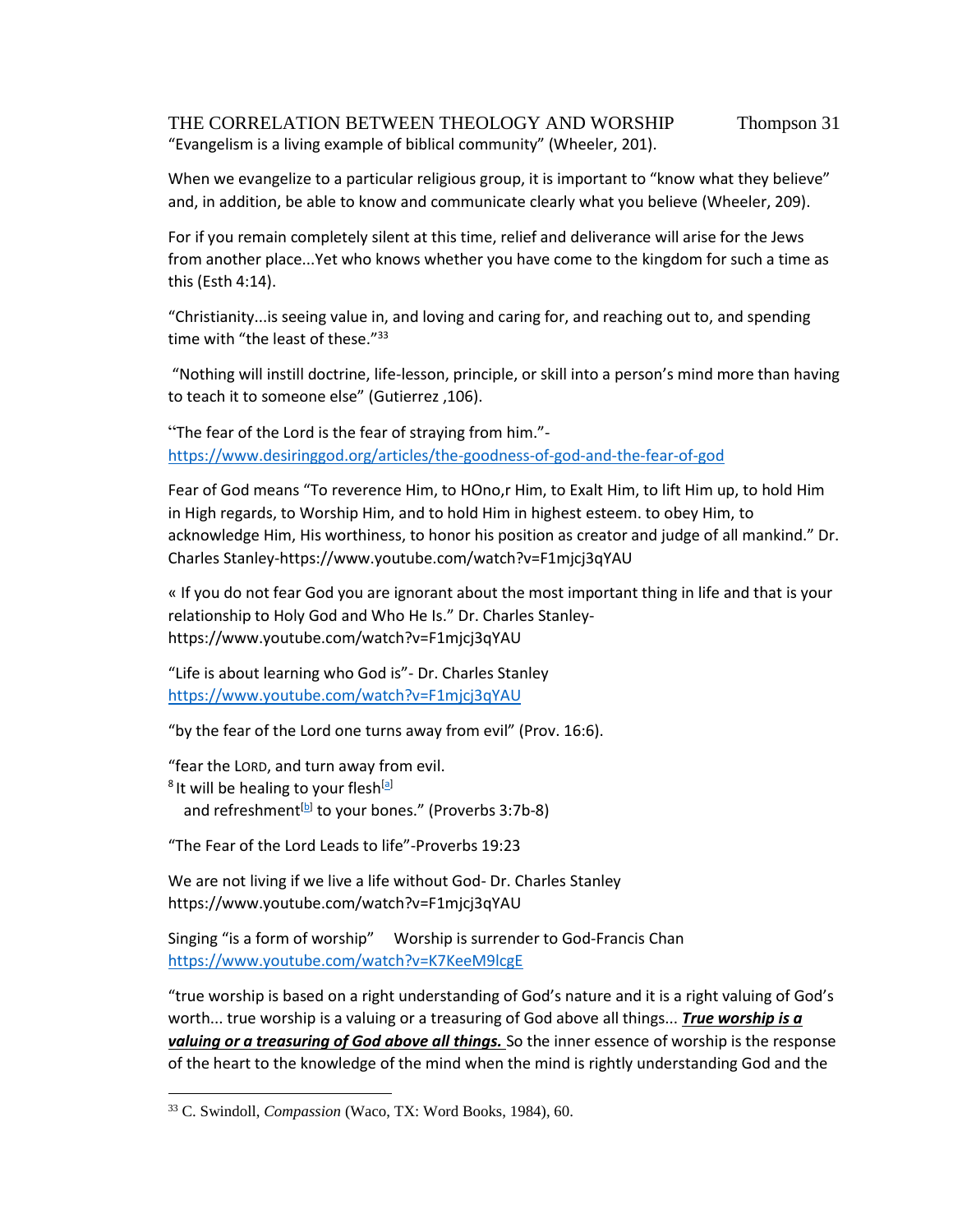"Evangelism is a living example of biblical community" (Wheeler, 201).

When we evangelize to a particular religious group, it is important to "know what they believe" and, in addition, be able to know and communicate clearly what you believe (Wheeler, 209).

For if you remain completely silent at this time, relief and deliverance will arise for the Jews from another place...Yet who knows whether you have come to the kingdom for such a time as this (Esth 4:14).

"Christianity...is seeing value in, and loving and caring for, and reaching out to, and spending time with "the least of these."[33]

"Nothing will instill doctrine, life-lesson, principle, or skill into a person's mind more than having to teach it to someone else" (Gutierrez ,106).

"The fear of the Lord is the fear of straying from him."- https://www.desiringgod.org/articles/the-goodness-of-god-and-the-fear-of-god

Fear of God means "To reverence Him, to HOno,r Him, to Exalt Him, to lift Him up, to hold Him in High regards, to Worship Him, and to hold Him in highest esteem. to obey Him, to acknowledge Him, His worthiness, to honor his position as creator and judge of all mankind." Dr. Charles Stanley-https://www.youtube.com/watch?v=F1mjcj3qYAU

« If you do not fear God you are ignorant about the most important thing in life and that is your relationship to Holy God and Who He Is." Dr. Charles Stanley- https://www.youtube.com/watch?v=F1mjcj3qYAU

"Life is about learning who God is"- Dr. Charles Stanley https://www.youtube.com/watch?v=F1mjcj3qYAU

"by the fear of the Lord one turns away from evil" (Prov. 16:6).

"fear the LORD, and turn away from evil.
[8] It will be healing to your flesh[a]
and refreshment[b] to your bones." (Proverbs 3:7b-8)

"The Fear of the Lord Leads to life"-Proverbs 19:23

We are not living if we live a life without God- Dr. Charles Stanley https://www.youtube.com/watch?v=F1mjcj3qYAU

Singing "is a form of worship"   Worship is surrender to God-Francis Chan https://www.youtube.com/watch?v=K7KeeM9lcgE

"true worship is based on a right understanding of God's nature and it is a right valuing of God's worth... true worship is a valuing or a treasuring of God above all things... ***True worship is a valuing or a treasuring of God above all things.*** So the inner essence of worship is the response of the heart to the knowledge of the mind when the mind is rightly understanding God and the

[33] C. Swindoll, *Compassion* (Waco, TX: Word Books, 1984), 60.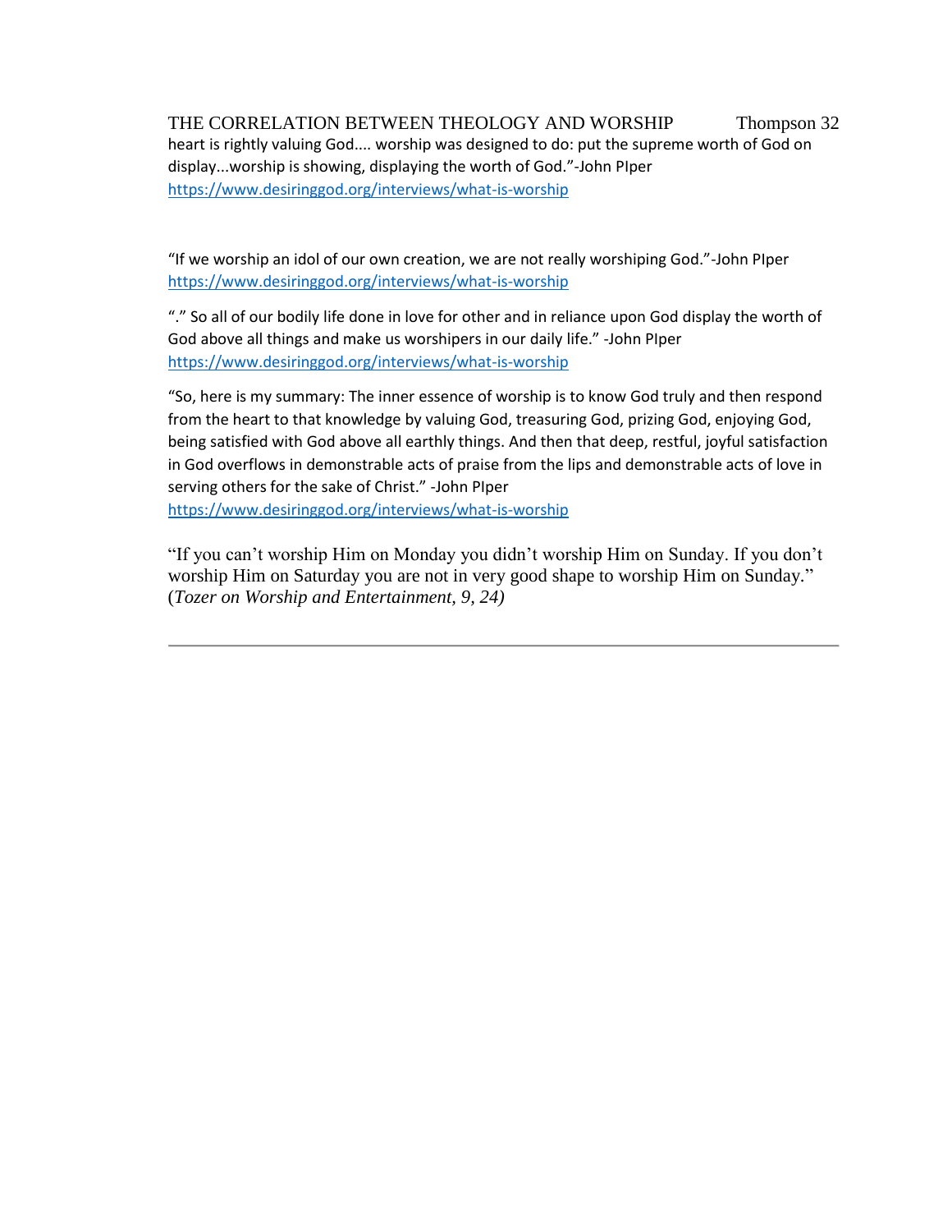heart is rightly valuing God.... worship was designed to do: put the supreme worth of God on display...worship is showing, displaying the worth of God."-John PIper https://www.desiringgod.org/interviews/what-is-worship

"If we worship an idol of our own creation, we are not really worshiping God."-John PIper https://www.desiringgod.org/interviews/what-is-worship

"." So all of our bodily life done in love for other and in reliance upon God display the worth of God above all things and make us worshipers in our daily life." -John PIper https://www.desiringgod.org/interviews/what-is-worship

"So, here is my summary: The inner essence of worship is to know God truly and then respond from the heart to that knowledge by valuing God, treasuring God, prizing God, enjoying God, being satisfied with God above all earthly things. And then that deep, restful, joyful satisfaction in God overflows in demonstrable acts of praise from the lips and demonstrable acts of love in serving others for the sake of Christ." -John PIper https://www.desiringgod.org/interviews/what-is-worship

"If you can't worship Him on Monday you didn't worship Him on Sunday. If you don't worship Him on Saturday you are not in very good shape to worship Him on Sunday." (*Tozer on Worship and Entertainment, 9, 24)*

---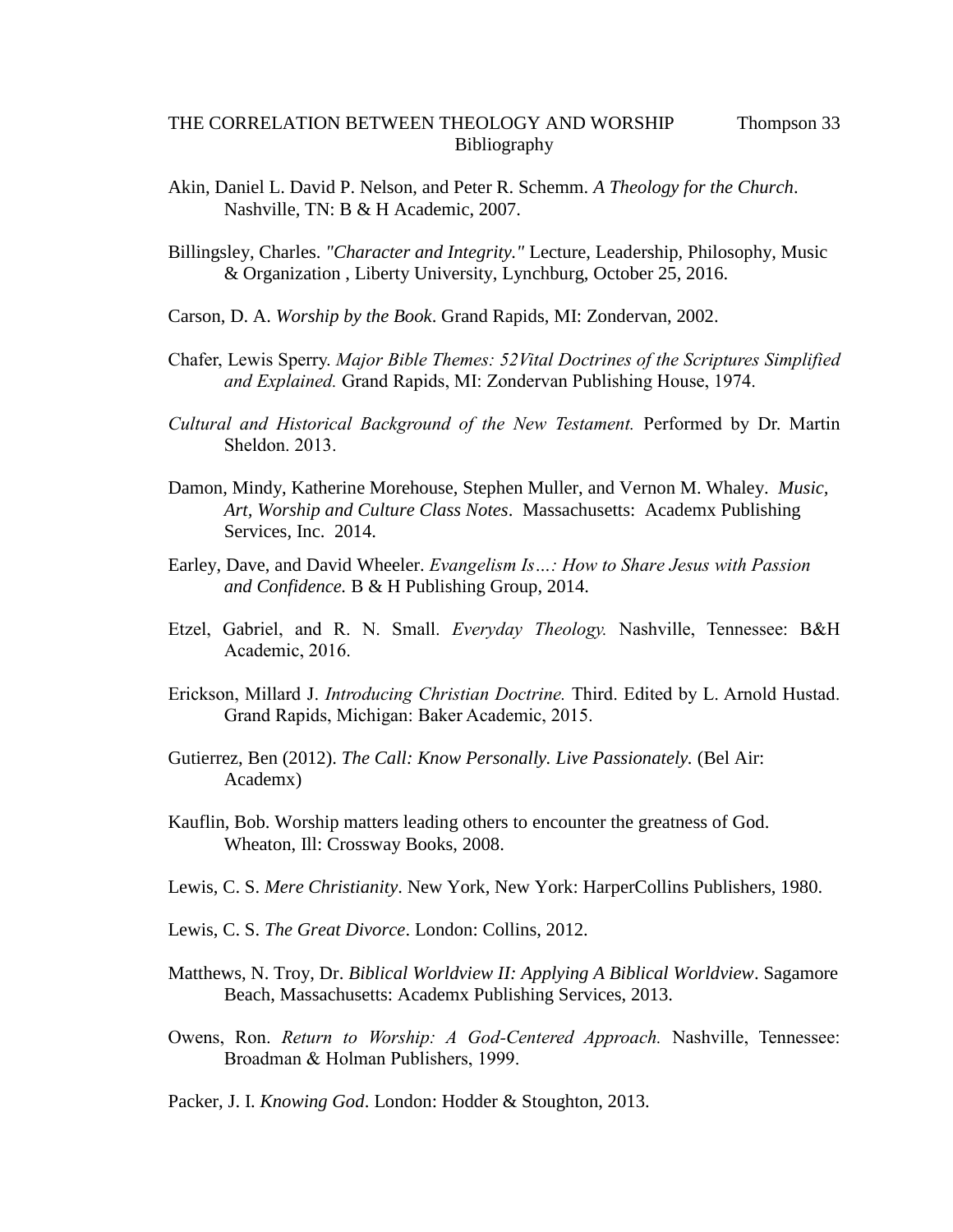# Bibliography

Akin, Daniel L. David P. Nelson, and Peter R. Schemm. *A Theology for the Church*. Nashville, TN: B & H Academic, 2007.

Billingsley, Charles. *"Character and Integrity."* Lecture, Leadership, Philosophy, Music & Organization , Liberty University, Lynchburg, October 25, 2016.

Carson, D. A. *Worship by the Book*. Grand Rapids, MI: Zondervan, 2002.

Chafer, Lewis Sperry. *Major Bible Themes: 52Vital Doctrines of the Scriptures Simplified and Explained.* Grand Rapids, MI: Zondervan Publishing House, 1974.

*Cultural and Historical Background of the New Testament.* Performed by Dr. Martin Sheldon. 2013.

Damon, Mindy, Katherine Morehouse, Stephen Muller, and Vernon M. Whaley. *Music, Art, Worship and Culture Class Notes*. Massachusetts: Academx Publishing Services, Inc. 2014.

Earley, Dave, and David Wheeler. *Evangelism Is…: How to Share Jesus with Passion and Confidence.* B & H Publishing Group, 2014.

Etzel, Gabriel, and R. N. Small. *Everyday Theology.* Nashville, Tennessee: B&H Academic, 2016.

Erickson, Millard J. *Introducing Christian Doctrine.* Third. Edited by L. Arnold Hustad. Grand Rapids, Michigan: Baker Academic, 2015.

Gutierrez, Ben (2012). *The Call: Know Personally. Live Passionately.* (Bel Air: Academx)

Kauflin, Bob. Worship matters leading others to encounter the greatness of God. Wheaton, Ill: Crossway Books, 2008.

Lewis, C. S. *Mere Christianity*. New York, New York: HarperCollins Publishers, 1980.

Lewis, C. S. *The Great Divorce*. London: Collins, 2012.

Matthews, N. Troy, Dr. *Biblical Worldview II: Applying A Biblical Worldview*. Sagamore Beach, Massachusetts: Academx Publishing Services, 2013.

Owens, Ron. *Return to Worship: A God-Centered Approach.* Nashville, Tennessee: Broadman & Holman Publishers, 1999.

Packer, J. I. *Knowing God*. London: Hodder & Stoughton, 2013.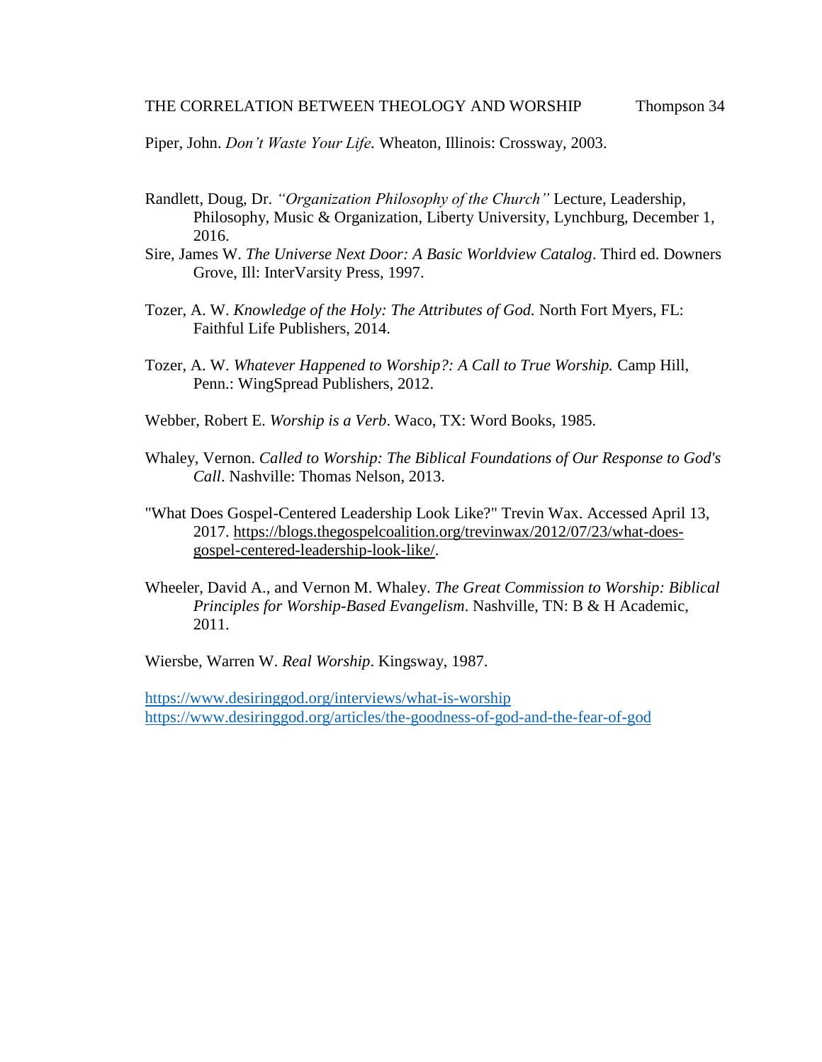Piper, John. *Don't Waste Your Life.* Wheaton, Illinois: Crossway, 2003.

Randlett, Doug, Dr. *"Organization Philosophy of the Church"* Lecture, Leadership, Philosophy, Music & Organization, Liberty University, Lynchburg, December 1, 2016.

Sire, James W. *The Universe Next Door: A Basic Worldview Catalog*. Third ed. Downers Grove, Ill: InterVarsity Press, 1997.

Tozer, A. W. *Knowledge of the Holy: The Attributes of God.* North Fort Myers, FL: Faithful Life Publishers, 2014.

Tozer, A. W. *Whatever Happened to Worship?: A Call to True Worship.* Camp Hill, Penn.: WingSpread Publishers, 2012.

Webber, Robert E. *Worship is a Verb*. Waco, TX: Word Books, 1985.

Whaley, Vernon. *Called to Worship: The Biblical Foundations of Our Response to God's Call*. Nashville: Thomas Nelson, 2013.

"What Does Gospel-Centered Leadership Look Like?" Trevin Wax. Accessed April 13, 2017. https://blogs.thegospelcoalition.org/trevinwax/2012/07/23/what-does-gospel-centered-leadership-look-like/.

Wheeler, David A., and Vernon M. Whaley. *The Great Commission to Worship: Biblical Principles for Worship-Based Evangelism*. Nashville, TN: B & H Academic, 2011.

Wiersbe, Warren W. *Real Worship*. Kingsway, 1987.

https://www.desiringgod.org/interviews/what-is-worship
https://www.desiringgod.org/articles/the-goodness-of-god-and-the-fear-of-god